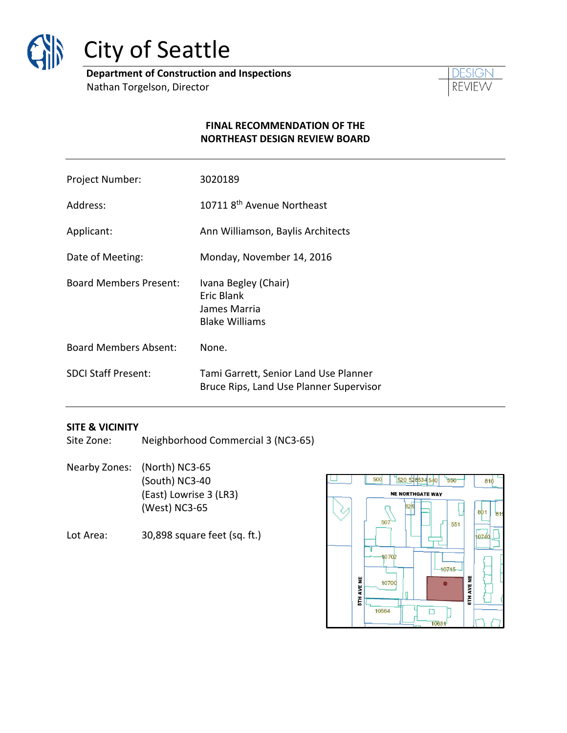# City of Seattle

**Department of Construction and Inspections**
Nathan Torgelson, Director

DESIGN REVIEW

## FINAL RECOMMENDATION OF THE NORTHEAST DESIGN REVIEW BOARD

| | |
|---|---|
| Project Number: | 3020189 |
| Address: | 10711 8th Avenue Northeast |
| Applicant: | Ann Williamson, Baylis Architects |
| Date of Meeting: | Monday, November 14, 2016 |
| Board Members Present: | Ivana Begley (Chair)<br>Eric Blank<br>James Marria<br>Blake Williams |
| Board Members Absent: | None. |
| SDCI Staff Present: | Tami Garrett, Senior Land Use Planner<br>Bruce Rips, Land Use Planner Supervisor |

### SITE & VICINITY

Site Zone: Neighborhood Commercial 3 (NC3-65)

Nearby Zones: (North) NC3-65
(South) NC3-40
(East) Lowrise 3 (LR3)
(West) NC3-65

Lot Area: 30,898 square feet (sq. ft.)

500
520 528 534 540
550
810
NE NORTHGATE WAY
525
507
551
801
815
10740
10702
10715
10700
5TH AVE NE
8TH AVE NE
10564
10631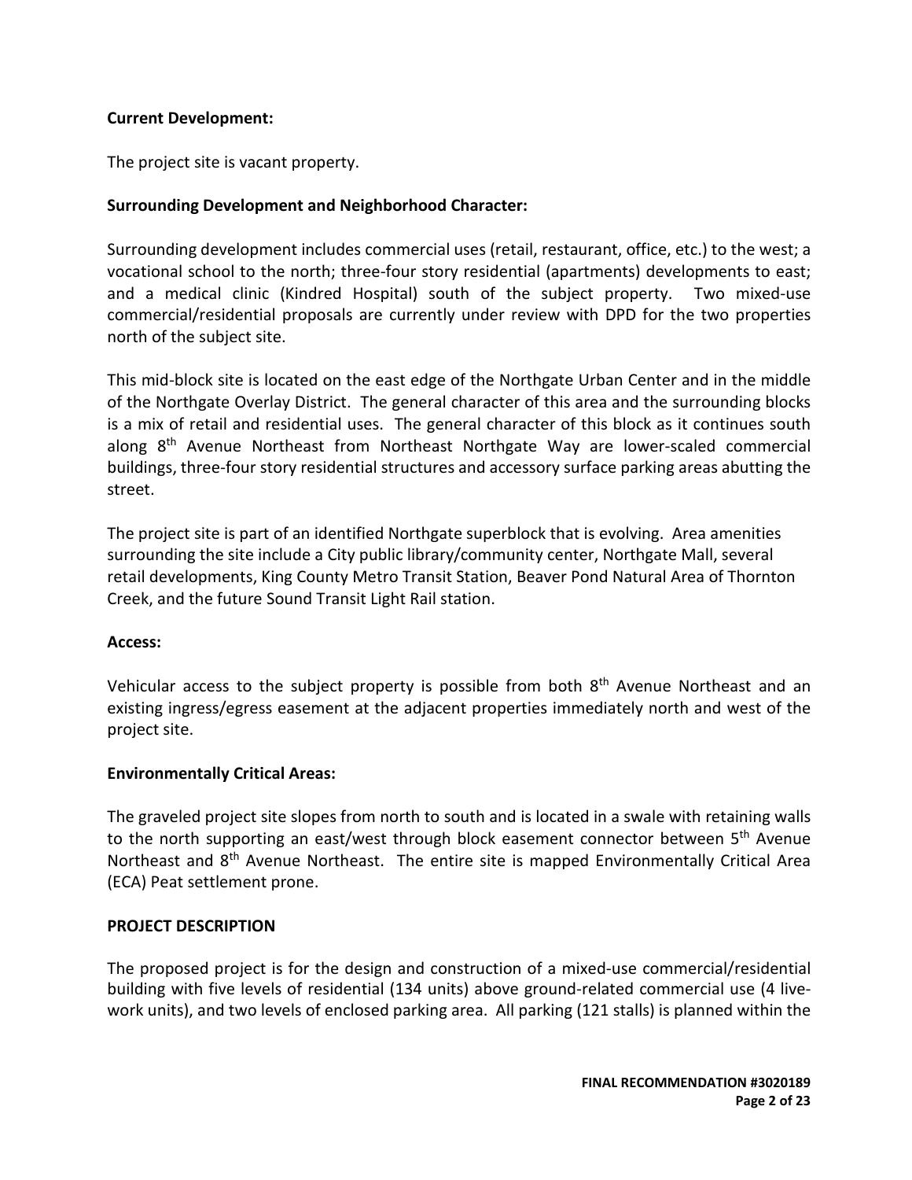**Current Development:**

The project site is vacant property.

**Surrounding Development and Neighborhood Character:**

Surrounding development includes commercial uses (retail, restaurant, office, etc.) to the west; a vocational school to the north; three-four story residential (apartments) developments to east; and a medical clinic (Kindred Hospital) south of the subject property. Two mixed-use commercial/residential proposals are currently under review with DPD for the two properties north of the subject site.

This mid-block site is located on the east edge of the Northgate Urban Center and in the middle of the Northgate Overlay District. The general character of this area and the surrounding blocks is a mix of retail and residential uses. The general character of this block as it continues south along 8th Avenue Northeast from Northeast Northgate Way are lower-scaled commercial buildings, three-four story residential structures and accessory surface parking areas abutting the street.

The project site is part of an identified Northgate superblock that is evolving. Area amenities surrounding the site include a City public library/community center, Northgate Mall, several retail developments, King County Metro Transit Station, Beaver Pond Natural Area of Thornton Creek, and the future Sound Transit Light Rail station.

**Access:**

Vehicular access to the subject property is possible from both 8th Avenue Northeast and an existing ingress/egress easement at the adjacent properties immediately north and west of the project site.

**Environmentally Critical Areas:**

The graveled project site slopes from north to south and is located in a swale with retaining walls to the north supporting an east/west through block easement connector between 5th Avenue Northeast and 8th Avenue Northeast. The entire site is mapped Environmentally Critical Area (ECA) Peat settlement prone.

**PROJECT DESCRIPTION**

The proposed project is for the design and construction of a mixed-use commercial/residential building with five levels of residential (134 units) above ground-related commercial use (4 live-work units), and two levels of enclosed parking area. All parking (121 stalls) is planned within the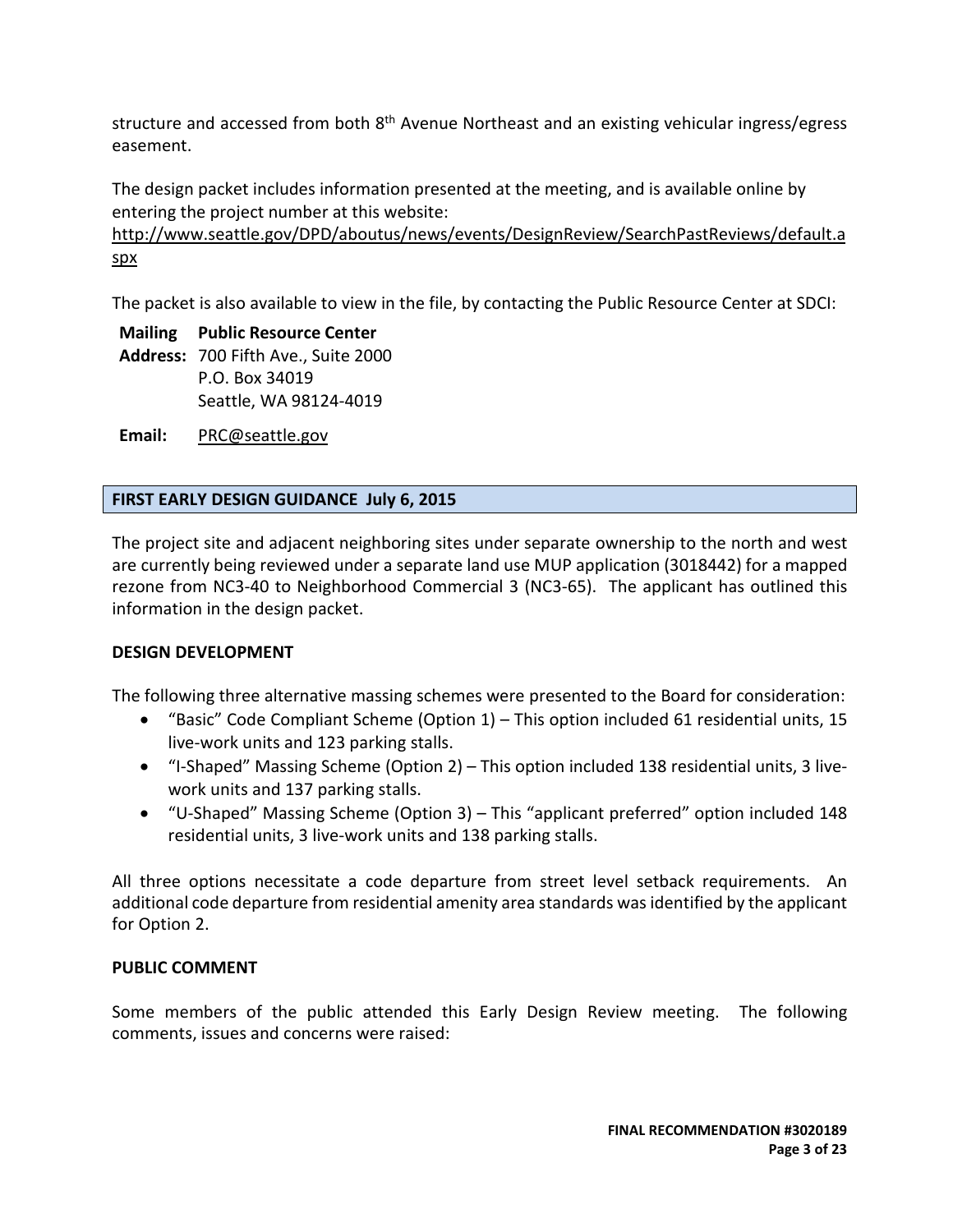structure and accessed from both 8th Avenue Northeast and an existing vehicular ingress/egress easement.

The design packet includes information presented at the meeting, and is available online by entering the project number at this website:
http://www.seattle.gov/DPD/aboutus/news/events/DesignReview/SearchPastReviews/default.aspx

The packet is also available to view in the file, by contacting the Public Resource Center at SDCI:

**Mailing Address:** **Public Resource Center**
700 Fifth Ave., Suite 2000
P.O. Box 34019
Seattle, WA 98124-4019

**Email:** PRC@seattle.gov

## FIRST EARLY DESIGN GUIDANCE July 6, 2015

The project site and adjacent neighboring sites under separate ownership to the north and west are currently being reviewed under a separate land use MUP application (3018442) for a mapped rezone from NC3-40 to Neighborhood Commercial 3 (NC3-65). The applicant has outlined this information in the design packet.

### DESIGN DEVELOPMENT

The following three alternative massing schemes were presented to the Board for consideration:

- "Basic" Code Compliant Scheme (Option 1) – This option included 61 residential units, 15 live-work units and 123 parking stalls.
- "I-Shaped" Massing Scheme (Option 2) – This option included 138 residential units, 3 live-work units and 137 parking stalls.
- "U-Shaped" Massing Scheme (Option 3) – This "applicant preferred" option included 148 residential units, 3 live-work units and 138 parking stalls.

All three options necessitate a code departure from street level setback requirements. An additional code departure from residential amenity area standards was identified by the applicant for Option 2.

### PUBLIC COMMENT

Some members of the public attended this Early Design Review meeting. The following comments, issues and concerns were raised: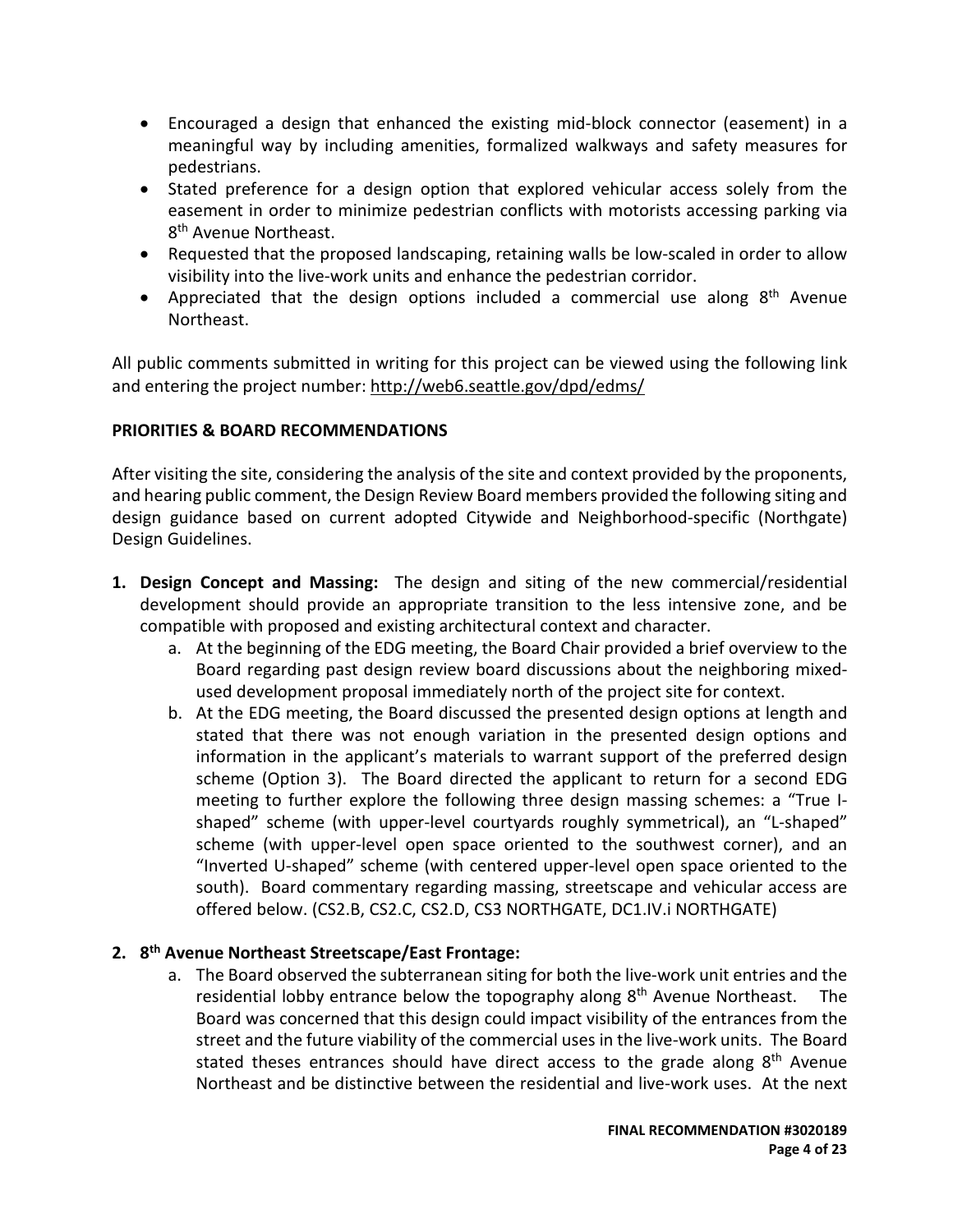- Encouraged a design that enhanced the existing mid-block connector (easement) in a meaningful way by including amenities, formalized walkways and safety measures for pedestrians.
- Stated preference for a design option that explored vehicular access solely from the easement in order to minimize pedestrian conflicts with motorists accessing parking via 8th Avenue Northeast.
- Requested that the proposed landscaping, retaining walls be low-scaled in order to allow visibility into the live-work units and enhance the pedestrian corridor.
- Appreciated that the design options included a commercial use along 8th Avenue Northeast.

All public comments submitted in writing for this project can be viewed using the following link and entering the project number: http://web6.seattle.gov/dpd/edms/

## PRIORITIES & BOARD RECOMMENDATIONS

After visiting the site, considering the analysis of the site and context provided by the proponents, and hearing public comment, the Design Review Board members provided the following siting and design guidance based on current adopted Citywide and Neighborhood-specific (Northgate) Design Guidelines.

1. **Design Concept and Massing:** The design and siting of the new commercial/residential development should provide an appropriate transition to the less intensive zone, and be compatible with proposed and existing architectural context and character.
   a. At the beginning of the EDG meeting, the Board Chair provided a brief overview to the Board regarding past design review board discussions about the neighboring mixed-used development proposal immediately north of the project site for context.
   b. At the EDG meeting, the Board discussed the presented design options at length and stated that there was not enough variation in the presented design options and information in the applicant's materials to warrant support of the preferred design scheme (Option 3). The Board directed the applicant to return for a second EDG meeting to further explore the following three design massing schemes: a "True I-shaped" scheme (with upper-level courtyards roughly symmetrical), an "L-shaped" scheme (with upper-level open space oriented to the southwest corner), and an "Inverted U-shaped" scheme (with centered upper-level open space oriented to the south). Board commentary regarding massing, streetscape and vehicular access are offered below. (CS2.B, CS2.C, CS2.D, CS3 NORTHGATE, DC1.IV.i NORTHGATE)

2. **8th Avenue Northeast Streetscape/East Frontage:**
   a. The Board observed the subterranean siting for both the live-work unit entries and the residential lobby entrance below the topography along 8th Avenue Northeast. The Board was concerned that this design could impact visibility of the entrances from the street and the future viability of the commercial uses in the live-work units. The Board stated theses entrances should have direct access to the grade along 8th Avenue Northeast and be distinctive between the residential and live-work uses. At the next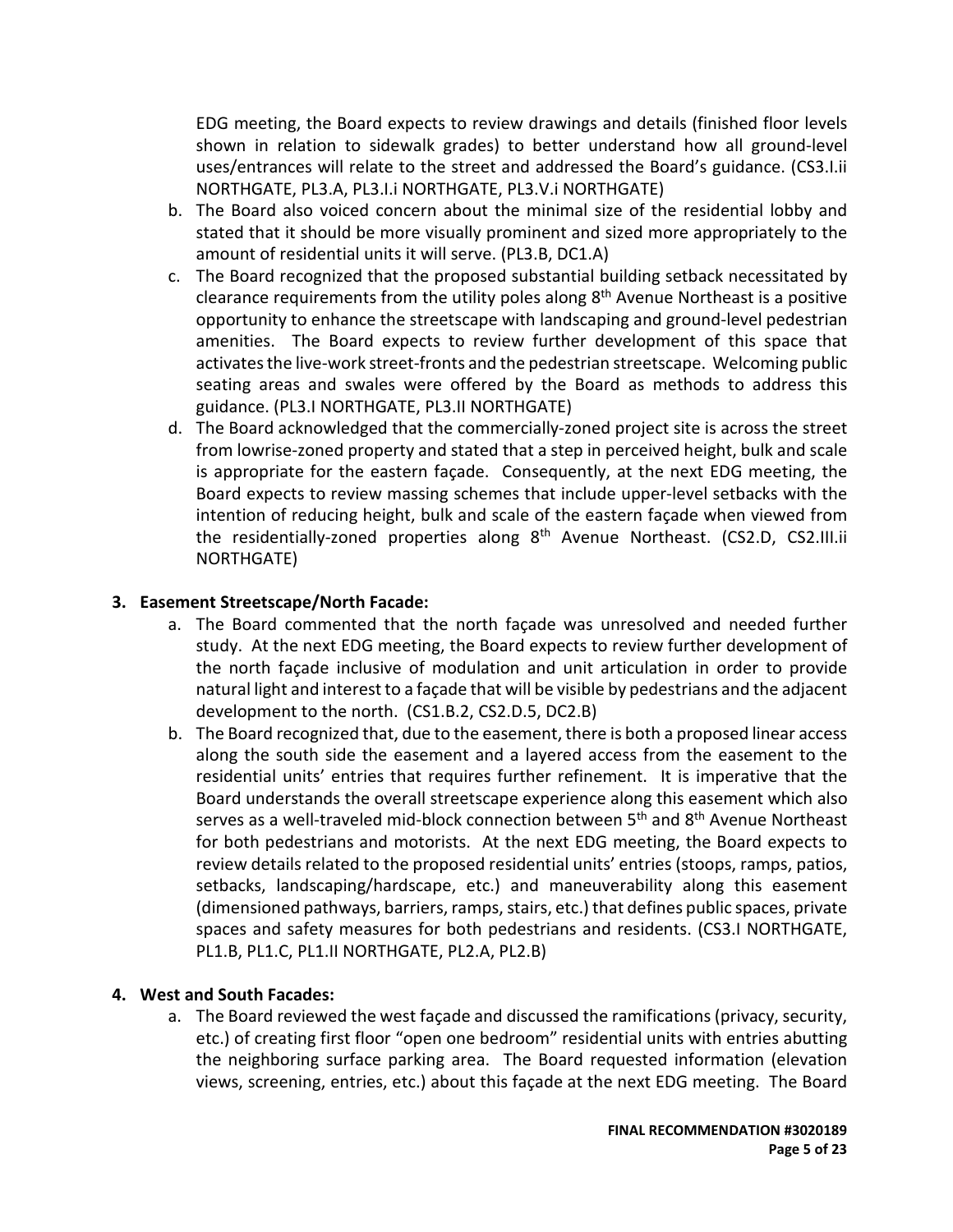EDG meeting, the Board expects to review drawings and details (finished floor levels shown in relation to sidewalk grades) to better understand how all ground-level uses/entrances will relate to the street and addressed the Board's guidance. (CS3.I.ii NORTHGATE, PL3.A, PL3.I.i NORTHGATE, PL3.V.i NORTHGATE)

b. The Board also voiced concern about the minimal size of the residential lobby and stated that it should be more visually prominent and sized more appropriately to the amount of residential units it will serve. (PL3.B, DC1.A)

c. The Board recognized that the proposed substantial building setback necessitated by clearance requirements from the utility poles along 8th Avenue Northeast is a positive opportunity to enhance the streetscape with landscaping and ground-level pedestrian amenities. The Board expects to review further development of this space that activates the live-work street-fronts and the pedestrian streetscape. Welcoming public seating areas and swales were offered by the Board as methods to address this guidance. (PL3.I NORTHGATE, PL3.II NORTHGATE)

d. The Board acknowledged that the commercially-zoned project site is across the street from lowrise-zoned property and stated that a step in perceived height, bulk and scale is appropriate for the eastern façade. Consequently, at the next EDG meeting, the Board expects to review massing schemes that include upper-level setbacks with the intention of reducing height, bulk and scale of the eastern façade when viewed from the residentially-zoned properties along 8th Avenue Northeast. (CS2.D, CS2.III.ii NORTHGATE)

### 3. Easement Streetscape/North Facade:

a. The Board commented that the north façade was unresolved and needed further study. At the next EDG meeting, the Board expects to review further development of the north façade inclusive of modulation and unit articulation in order to provide natural light and interest to a façade that will be visible by pedestrians and the adjacent development to the north. (CS1.B.2, CS2.D.5, DC2.B)

b. The Board recognized that, due to the easement, there is both a proposed linear access along the south side the easement and a layered access from the easement to the residential units' entries that requires further refinement. It is imperative that the Board understands the overall streetscape experience along this easement which also serves as a well-traveled mid-block connection between 5th and 8th Avenue Northeast for both pedestrians and motorists. At the next EDG meeting, the Board expects to review details related to the proposed residential units' entries (stoops, ramps, patios, setbacks, landscaping/hardscape, etc.) and maneuverability along this easement (dimensioned pathways, barriers, ramps, stairs, etc.) that defines public spaces, private spaces and safety measures for both pedestrians and residents. (CS3.I NORTHGATE, PL1.B, PL1.C, PL1.II NORTHGATE, PL2.A, PL2.B)

### 4. West and South Facades:

a. The Board reviewed the west façade and discussed the ramifications (privacy, security, etc.) of creating first floor "open one bedroom" residential units with entries abutting the neighboring surface parking area. The Board requested information (elevation views, screening, entries, etc.) about this façade at the next EDG meeting. The Board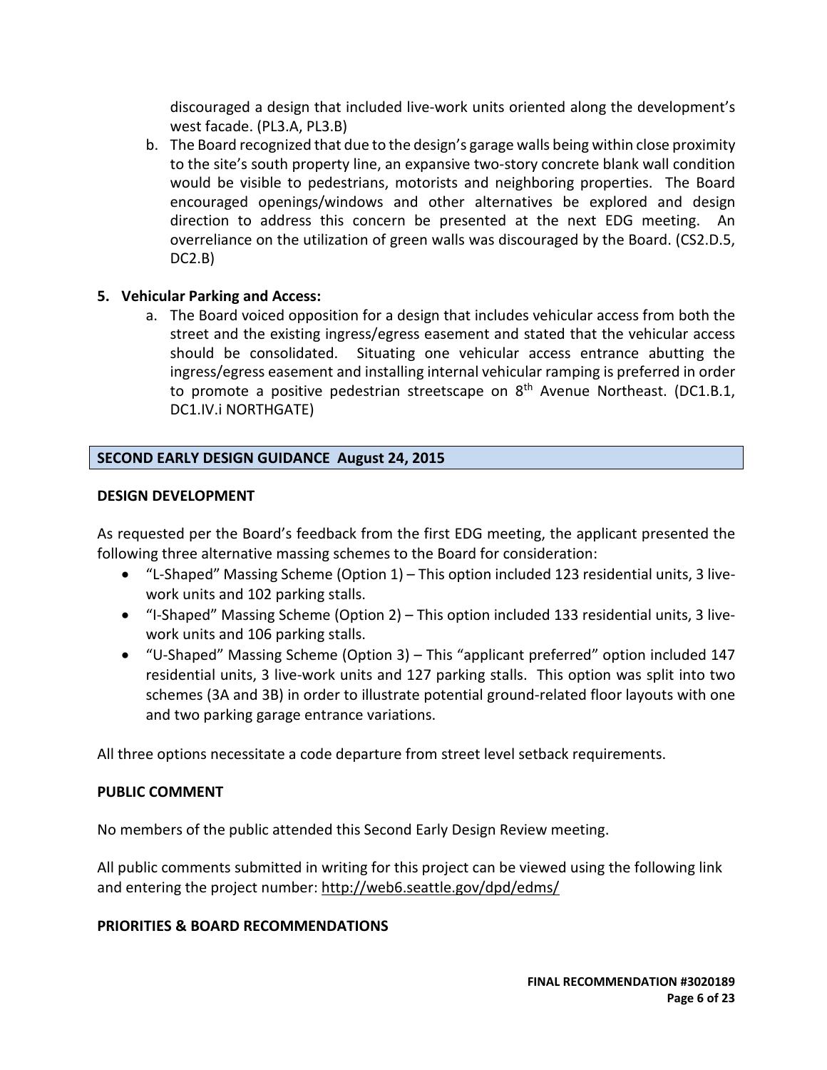discouraged a design that included live-work units oriented along the development's west facade. (PL3.A, PL3.B)

b. The Board recognized that due to the design's garage walls being within close proximity to the site's south property line, an expansive two-story concrete blank wall condition would be visible to pedestrians, motorists and neighboring properties. The Board encouraged openings/windows and other alternatives be explored and design direction to address this concern be presented at the next EDG meeting. An overreliance on the utilization of green walls was discouraged by the Board. (CS2.D.5, DC2.B)

**5. Vehicular Parking and Access:**

a. The Board voiced opposition for a design that includes vehicular access from both the street and the existing ingress/egress easement and stated that the vehicular access should be consolidated. Situating one vehicular access entrance abutting the ingress/egress easement and installing internal vehicular ramping is preferred in order to promote a positive pedestrian streetscape on 8th Avenue Northeast. (DC1.B.1, DC1.IV.i NORTHGATE)

## SECOND EARLY DESIGN GUIDANCE August 24, 2015

### DESIGN DEVELOPMENT

As requested per the Board's feedback from the first EDG meeting, the applicant presented the following three alternative massing schemes to the Board for consideration:

- "L-Shaped" Massing Scheme (Option 1) – This option included 123 residential units, 3 live-work units and 102 parking stalls.
- "I-Shaped" Massing Scheme (Option 2) – This option included 133 residential units, 3 live-work units and 106 parking stalls.
- "U-Shaped" Massing Scheme (Option 3) – This "applicant preferred" option included 147 residential units, 3 live-work units and 127 parking stalls. This option was split into two schemes (3A and 3B) in order to illustrate potential ground-related floor layouts with one and two parking garage entrance variations.

All three options necessitate a code departure from street level setback requirements.

### PUBLIC COMMENT

No members of the public attended this Second Early Design Review meeting.

All public comments submitted in writing for this project can be viewed using the following link and entering the project number: http://web6.seattle.gov/dpd/edms/

### PRIORITIES & BOARD RECOMMENDATIONS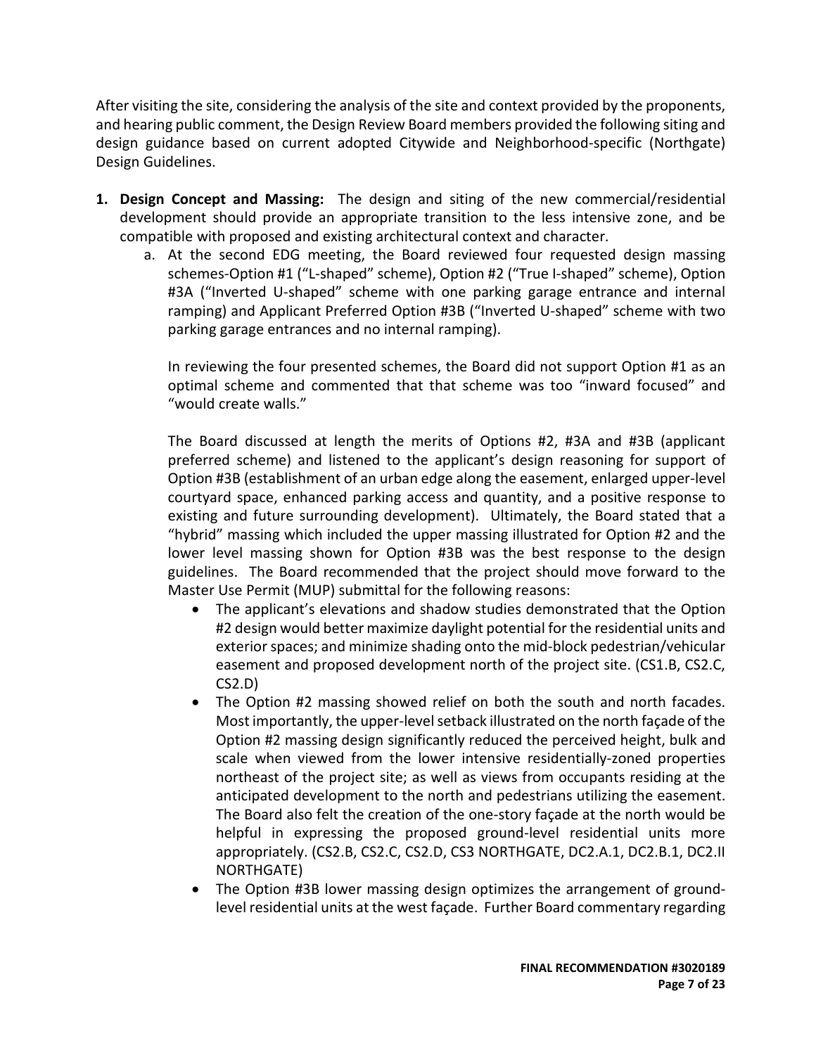After visiting the site, considering the analysis of the site and context provided by the proponents, and hearing public comment, the Design Review Board members provided the following siting and design guidance based on current adopted Citywide and Neighborhood-specific (Northgate) Design Guidelines.

1. **Design Concept and Massing:** The design and siting of the new commercial/residential development should provide an appropriate transition to the less intensive zone, and be compatible with proposed and existing architectural context and character.
   a. At the second EDG meeting, the Board reviewed four requested design massing schemes-Option #1 ("L-shaped" scheme), Option #2 ("True I-shaped" scheme), Option #3A ("Inverted U-shaped" scheme with one parking garage entrance and internal ramping) and Applicant Preferred Option #3B ("Inverted U-shaped" scheme with two parking garage entrances and no internal ramping).

      In reviewing the four presented schemes, the Board did not support Option #1 as an optimal scheme and commented that that scheme was too "inward focused" and "would create walls."

      The Board discussed at length the merits of Options #2, #3A and #3B (applicant preferred scheme) and listened to the applicant's design reasoning for support of Option #3B (establishment of an urban edge along the easement, enlarged upper-level courtyard space, enhanced parking access and quantity, and a positive response to existing and future surrounding development). Ultimately, the Board stated that a "hybrid" massing which included the upper massing illustrated for Option #2 and the lower level massing shown for Option #3B was the best response to the design guidelines. The Board recommended that the project should move forward to the Master Use Permit (MUP) submittal for the following reasons:

      - The applicant's elevations and shadow studies demonstrated that the Option #2 design would better maximize daylight potential for the residential units and exterior spaces; and minimize shading onto the mid-block pedestrian/vehicular easement and proposed development north of the project site. (CS1.B, CS2.C, CS2.D)
      - The Option #2 massing showed relief on both the south and north facades. Most importantly, the upper-level setback illustrated on the north façade of the Option #2 massing design significantly reduced the perceived height, bulk and scale when viewed from the lower intensive residentially-zoned properties northeast of the project site; as well as views from occupants residing at the anticipated development to the north and pedestrians utilizing the easement. The Board also felt the creation of the one-story façade at the north would be helpful in expressing the proposed ground-level residential units more appropriately. (CS2.B, CS2.C, CS2.D, CS3 NORTHGATE, DC2.A.1, DC2.B.1, DC2.II NORTHGATE)
      - The Option #3B lower massing design optimizes the arrangement of ground-level residential units at the west façade. Further Board commentary regarding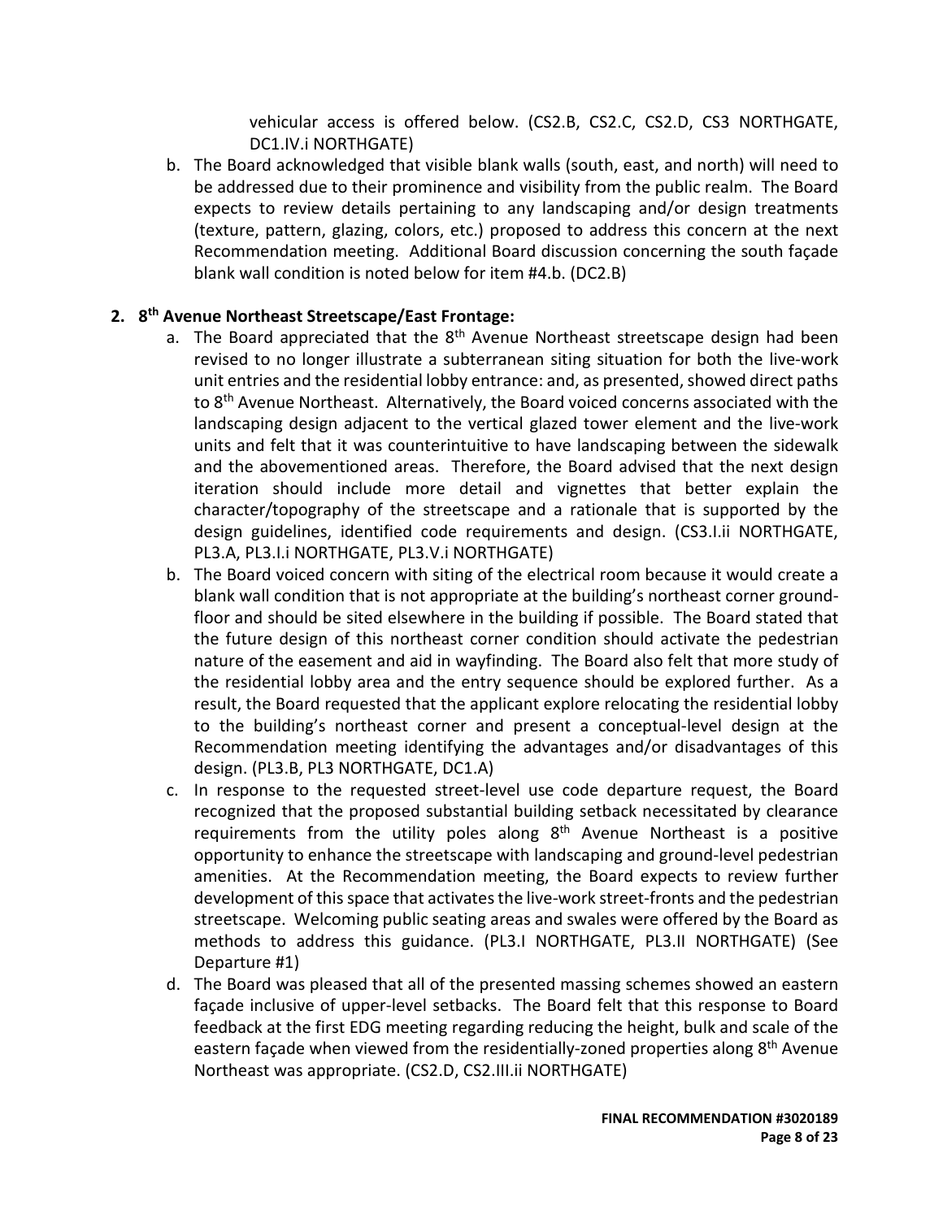vehicular access is offered below. (CS2.B, CS2.C, CS2.D, CS3 NORTHGATE, DC1.IV.i NORTHGATE)

b. The Board acknowledged that visible blank walls (south, east, and north) will need to be addressed due to their prominence and visibility from the public realm. The Board expects to review details pertaining to any landscaping and/or design treatments (texture, pattern, glazing, colors, etc.) proposed to address this concern at the next Recommendation meeting. Additional Board discussion concerning the south façade blank wall condition is noted below for item #4.b. (DC2.B)

**2. 8th Avenue Northeast Streetscape/East Frontage:**

a. The Board appreciated that the 8th Avenue Northeast streetscape design had been revised to no longer illustrate a subterranean siting situation for both the live-work unit entries and the residential lobby entrance: and, as presented, showed direct paths to 8th Avenue Northeast. Alternatively, the Board voiced concerns associated with the landscaping design adjacent to the vertical glazed tower element and the live-work units and felt that it was counterintuitive to have landscaping between the sidewalk and the abovementioned areas. Therefore, the Board advised that the next design iteration should include more detail and vignettes that better explain the character/topography of the streetscape and a rationale that is supported by the design guidelines, identified code requirements and design. (CS3.I.ii NORTHGATE, PL3.A, PL3.I.i NORTHGATE, PL3.V.i NORTHGATE)

b. The Board voiced concern with siting of the electrical room because it would create a blank wall condition that is not appropriate at the building's northeast corner ground-floor and should be sited elsewhere in the building if possible. The Board stated that the future design of this northeast corner condition should activate the pedestrian nature of the easement and aid in wayfinding. The Board also felt that more study of the residential lobby area and the entry sequence should be explored further. As a result, the Board requested that the applicant explore relocating the residential lobby to the building's northeast corner and present a conceptual-level design at the Recommendation meeting identifying the advantages and/or disadvantages of this design. (PL3.B, PL3 NORTHGATE, DC1.A)

c. In response to the requested street-level use code departure request, the Board recognized that the proposed substantial building setback necessitated by clearance requirements from the utility poles along 8th Avenue Northeast is a positive opportunity to enhance the streetscape with landscaping and ground-level pedestrian amenities. At the Recommendation meeting, the Board expects to review further development of this space that activates the live-work street-fronts and the pedestrian streetscape. Welcoming public seating areas and swales were offered by the Board as methods to address this guidance. (PL3.I NORTHGATE, PL3.II NORTHGATE) (See Departure #1)

d. The Board was pleased that all of the presented massing schemes showed an eastern façade inclusive of upper-level setbacks. The Board felt that this response to Board feedback at the first EDG meeting regarding reducing the height, bulk and scale of the eastern façade when viewed from the residentially-zoned properties along 8th Avenue Northeast was appropriate. (CS2.D, CS2.III.ii NORTHGATE)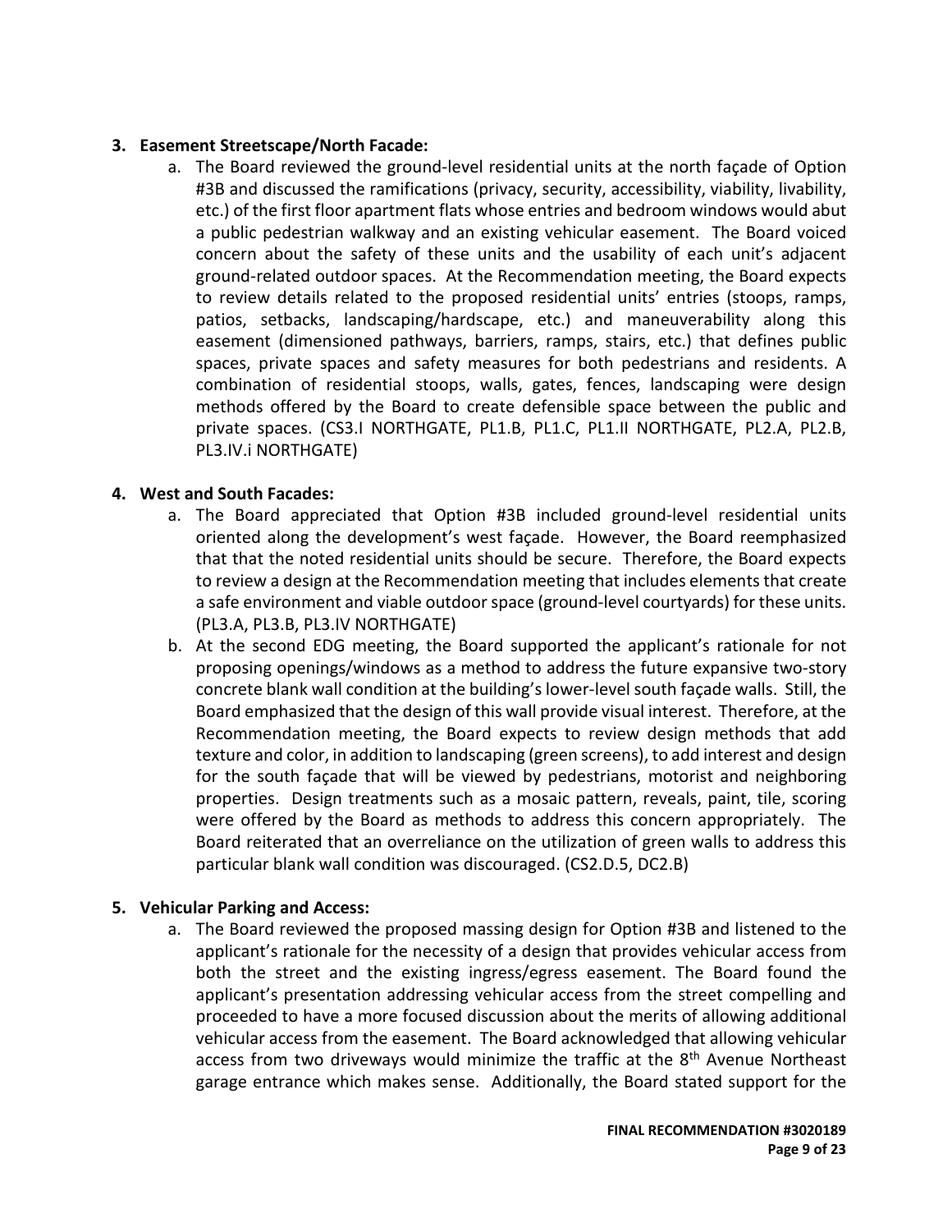**3. Easement Streetscape/North Facade:**

a. The Board reviewed the ground-level residential units at the north façade of Option #3B and discussed the ramifications (privacy, security, accessibility, viability, livability, etc.) of the first floor apartment flats whose entries and bedroom windows would abut a public pedestrian walkway and an existing vehicular easement. The Board voiced concern about the safety of these units and the usability of each unit's adjacent ground-related outdoor spaces. At the Recommendation meeting, the Board expects to review details related to the proposed residential units' entries (stoops, ramps, patios, setbacks, landscaping/hardscape, etc.) and maneuverability along this easement (dimensioned pathways, barriers, ramps, stairs, etc.) that defines public spaces, private spaces and safety measures for both pedestrians and residents. A combination of residential stoops, walls, gates, fences, landscaping were design methods offered by the Board to create defensible space between the public and private spaces. (CS3.I NORTHGATE, PL1.B, PL1.C, PL1.II NORTHGATE, PL2.A, PL2.B, PL3.IV.i NORTHGATE)

**4. West and South Facades:**

a. The Board appreciated that Option #3B included ground-level residential units oriented along the development's west façade. However, the Board reemphasized that that the noted residential units should be secure. Therefore, the Board expects to review a design at the Recommendation meeting that includes elements that create a safe environment and viable outdoor space (ground-level courtyards) for these units. (PL3.A, PL3.B, PL3.IV NORTHGATE)

b. At the second EDG meeting, the Board supported the applicant's rationale for not proposing openings/windows as a method to address the future expansive two-story concrete blank wall condition at the building's lower-level south façade walls. Still, the Board emphasized that the design of this wall provide visual interest. Therefore, at the Recommendation meeting, the Board expects to review design methods that add texture and color, in addition to landscaping (green screens), to add interest and design for the south façade that will be viewed by pedestrians, motorist and neighboring properties. Design treatments such as a mosaic pattern, reveals, paint, tile, scoring were offered by the Board as methods to address this concern appropriately. The Board reiterated that an overreliance on the utilization of green walls to address this particular blank wall condition was discouraged. (CS2.D.5, DC2.B)

**5. Vehicular Parking and Access:**

a. The Board reviewed the proposed massing design for Option #3B and listened to the applicant's rationale for the necessity of a design that provides vehicular access from both the street and the existing ingress/egress easement. The Board found the applicant's presentation addressing vehicular access from the street compelling and proceeded to have a more focused discussion about the merits of allowing additional vehicular access from the easement. The Board acknowledged that allowing vehicular access from two driveways would minimize the traffic at the 8th Avenue Northeast garage entrance which makes sense. Additionally, the Board stated support for the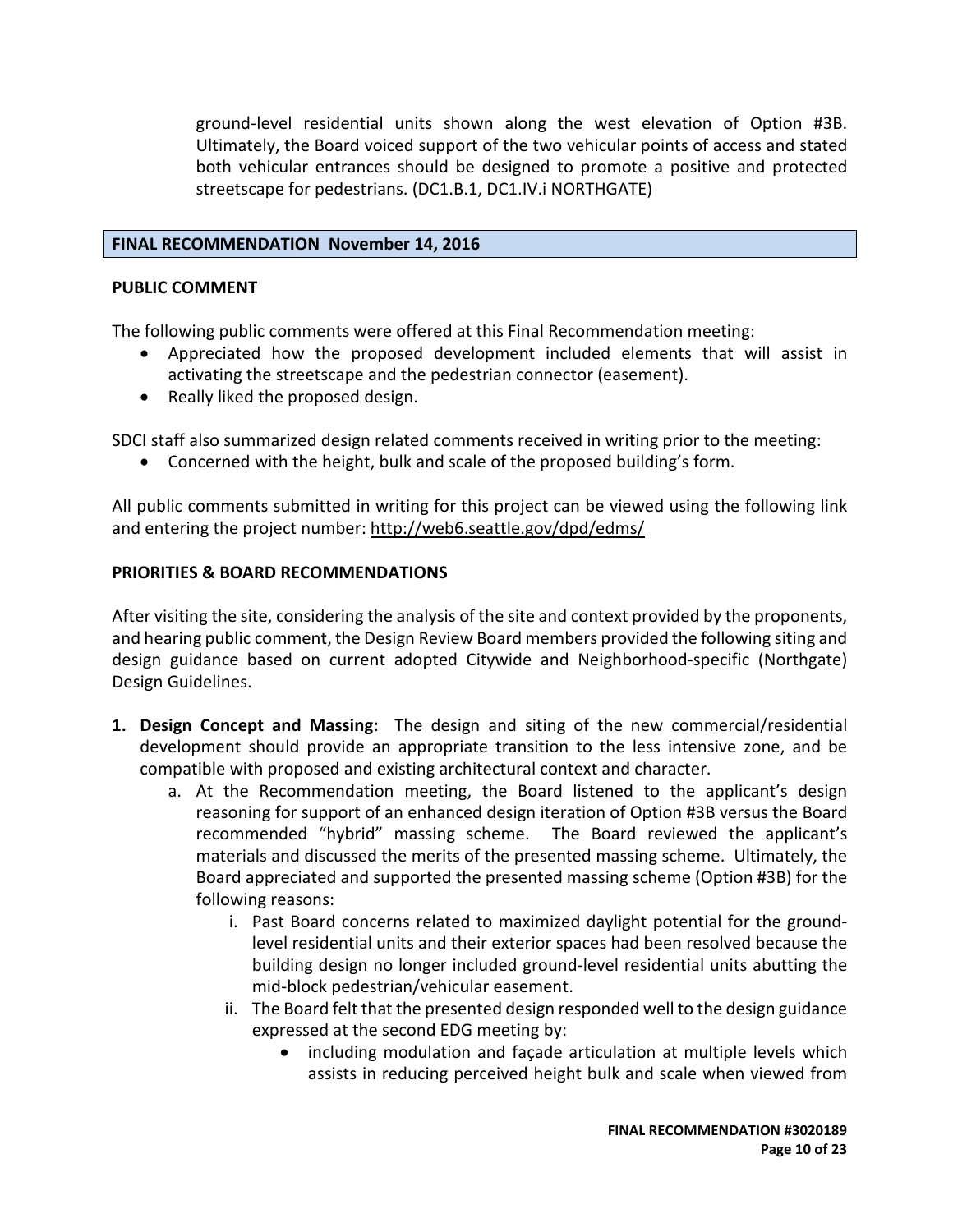ground-level residential units shown along the west elevation of Option #3B. Ultimately, the Board voiced support of the two vehicular points of access and stated both vehicular entrances should be designed to promote a positive and protected streetscape for pedestrians. (DC1.B.1, DC1.IV.i NORTHGATE)

## FINAL RECOMMENDATION November 14, 2016

**PUBLIC COMMENT**

The following public comments were offered at this Final Recommendation meeting:

- Appreciated how the proposed development included elements that will assist in activating the streetscape and the pedestrian connector (easement).
- Really liked the proposed design.

SDCI staff also summarized design related comments received in writing prior to the meeting:

- Concerned with the height, bulk and scale of the proposed building's form.

All public comments submitted in writing for this project can be viewed using the following link and entering the project number: http://web6.seattle.gov/dpd/edms/

**PRIORITIES & BOARD RECOMMENDATIONS**

After visiting the site, considering the analysis of the site and context provided by the proponents, and hearing public comment, the Design Review Board members provided the following siting and design guidance based on current adopted Citywide and Neighborhood-specific (Northgate) Design Guidelines.

1. **Design Concept and Massing:** The design and siting of the new commercial/residential development should provide an appropriate transition to the less intensive zone, and be compatible with proposed and existing architectural context and character.
   a. At the Recommendation meeting, the Board listened to the applicant's design reasoning for support of an enhanced design iteration of Option #3B versus the Board recommended "hybrid" massing scheme. The Board reviewed the applicant's materials and discussed the merits of the presented massing scheme. Ultimately, the Board appreciated and supported the presented massing scheme (Option #3B) for the following reasons:
      i. Past Board concerns related to maximized daylight potential for the ground-level residential units and their exterior spaces had been resolved because the building design no longer included ground-level residential units abutting the mid-block pedestrian/vehicular easement.
      ii. The Board felt that the presented design responded well to the design guidance expressed at the second EDG meeting by:
         - including modulation and façade articulation at multiple levels which assists in reducing perceived height bulk and scale when viewed from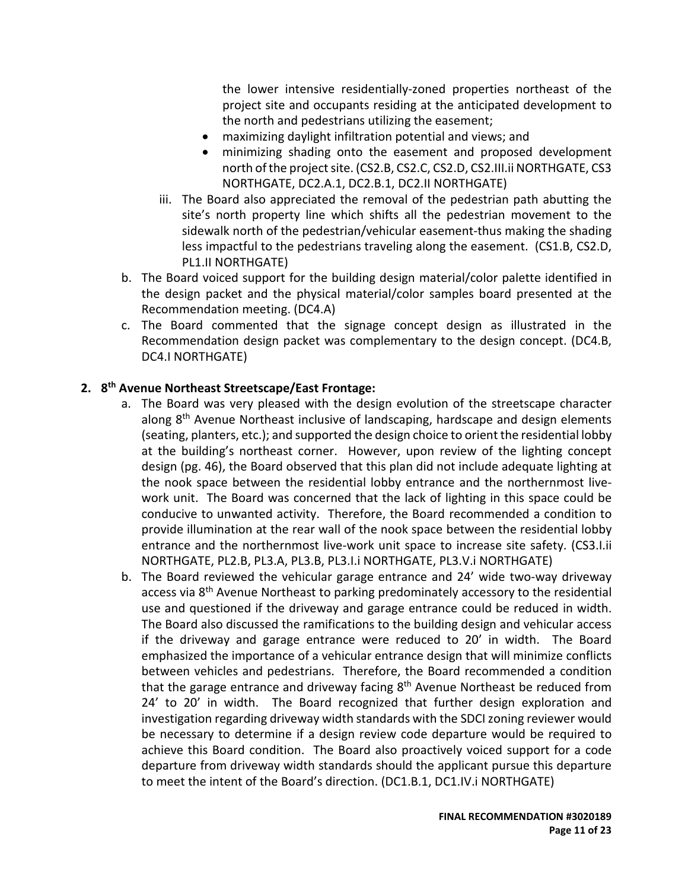the lower intensive residentially-zoned properties northeast of the project site and occupants residing at the anticipated development to the north and pedestrians utilizing the easement;

- maximizing daylight infiltration potential and views; and
- minimizing shading onto the easement and proposed development north of the project site. (CS2.B, CS2.C, CS2.D, CS2.III.ii NORTHGATE, CS3 NORTHGATE, DC2.A.1, DC2.B.1, DC2.II NORTHGATE)

iii. The Board also appreciated the removal of the pedestrian path abutting the site's north property line which shifts all the pedestrian movement to the sidewalk north of the pedestrian/vehicular easement-thus making the shading less impactful to the pedestrians traveling along the easement. (CS1.B, CS2.D, PL1.II NORTHGATE)

b. The Board voiced support for the building design material/color palette identified in the design packet and the physical material/color samples board presented at the Recommendation meeting. (DC4.A)

c. The Board commented that the signage concept design as illustrated in the Recommendation design packet was complementary to the design concept. (DC4.B, DC4.I NORTHGATE)

**2. 8th Avenue Northeast Streetscape/East Frontage:**

a. The Board was very pleased with the design evolution of the streetscape character along 8th Avenue Northeast inclusive of landscaping, hardscape and design elements (seating, planters, etc.); and supported the design choice to orient the residential lobby at the building's northeast corner. However, upon review of the lighting concept design (pg. 46), the Board observed that this plan did not include adequate lighting at the nook space between the residential lobby entrance and the northernmost live-work unit. The Board was concerned that the lack of lighting in this space could be conducive to unwanted activity. Therefore, the Board recommended a condition to provide illumination at the rear wall of the nook space between the residential lobby entrance and the northernmost live-work unit space to increase site safety. (CS3.I.ii NORTHGATE, PL2.B, PL3.A, PL3.B, PL3.I.i NORTHGATE, PL3.V.i NORTHGATE)

b. The Board reviewed the vehicular garage entrance and 24' wide two-way driveway access via 8th Avenue Northeast to parking predominately accessory to the residential use and questioned if the driveway and garage entrance could be reduced in width. The Board also discussed the ramifications to the building design and vehicular access if the driveway and garage entrance were reduced to 20' in width. The Board emphasized the importance of a vehicular entrance design that will minimize conflicts between vehicles and pedestrians. Therefore, the Board recommended a condition that the garage entrance and driveway facing 8th Avenue Northeast be reduced from 24' to 20' in width. The Board recognized that further design exploration and investigation regarding driveway width standards with the SDCI zoning reviewer would be necessary to determine if a design review code departure would be required to achieve this Board condition. The Board also proactively voiced support for a code departure from driveway width standards should the applicant pursue this departure to meet the intent of the Board's direction. (DC1.B.1, DC1.IV.i NORTHGATE)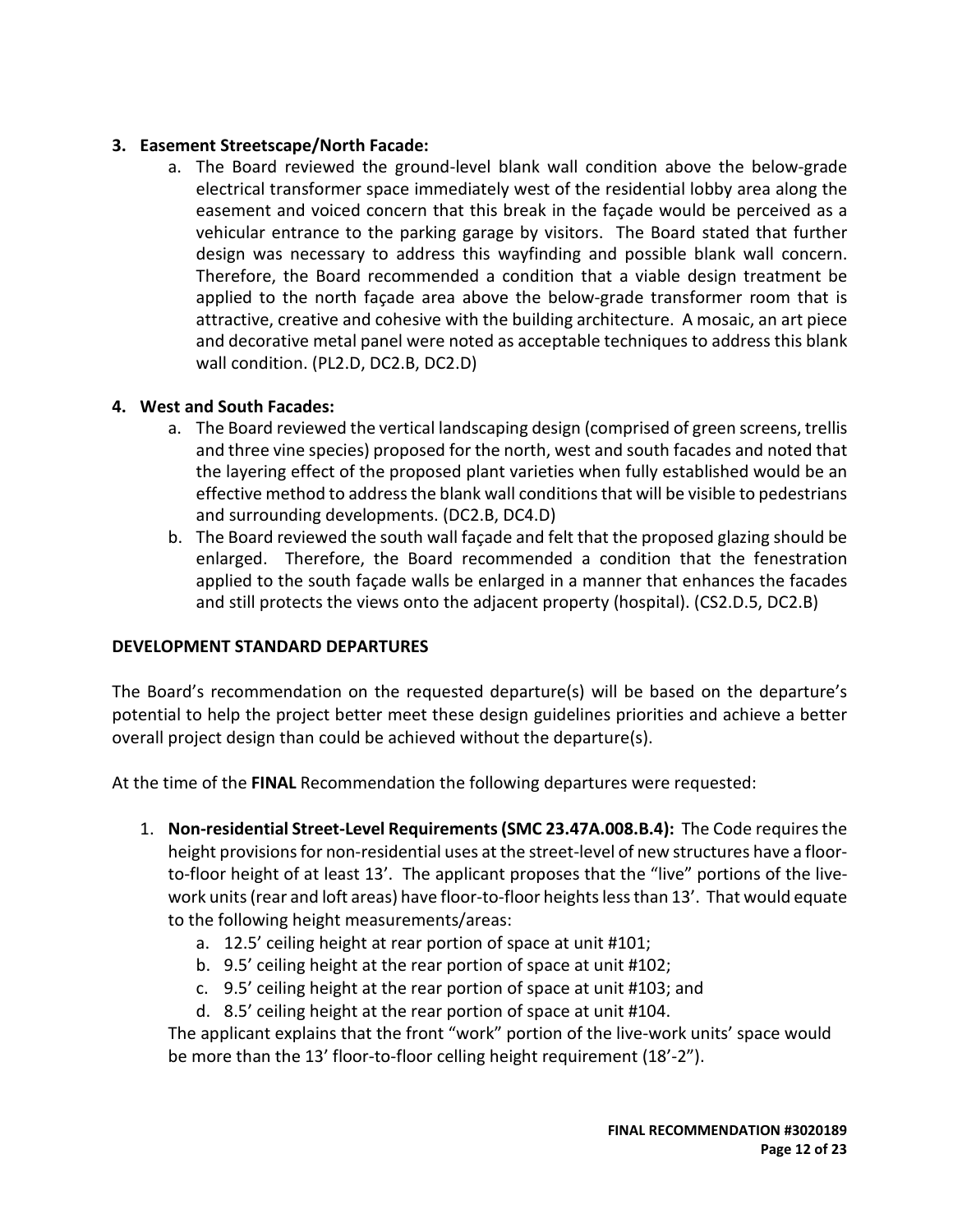**3. Easement Streetscape/North Facade:**

a. The Board reviewed the ground-level blank wall condition above the below-grade electrical transformer space immediately west of the residential lobby area along the easement and voiced concern that this break in the façade would be perceived as a vehicular entrance to the parking garage by visitors. The Board stated that further design was necessary to address this wayfinding and possible blank wall concern. Therefore, the Board recommended a condition that a viable design treatment be applied to the north façade area above the below-grade transformer room that is attractive, creative and cohesive with the building architecture. A mosaic, an art piece and decorative metal panel were noted as acceptable techniques to address this blank wall condition. (PL2.D, DC2.B, DC2.D)

**4. West and South Facades:**

a. The Board reviewed the vertical landscaping design (comprised of green screens, trellis and three vine species) proposed for the north, west and south facades and noted that the layering effect of the proposed plant varieties when fully established would be an effective method to address the blank wall conditions that will be visible to pedestrians and surrounding developments. (DC2.B, DC4.D)

b. The Board reviewed the south wall façade and felt that the proposed glazing should be enlarged. Therefore, the Board recommended a condition that the fenestration applied to the south façade walls be enlarged in a manner that enhances the facades and still protects the views onto the adjacent property (hospital). (CS2.D.5, DC2.B)

**DEVELOPMENT STANDARD DEPARTURES**

The Board's recommendation on the requested departure(s) will be based on the departure's potential to help the project better meet these design guidelines priorities and achieve a better overall project design than could be achieved without the departure(s).

At the time of the **FINAL** Recommendation the following departures were requested:

1. **Non-residential Street-Level Requirements (SMC 23.47A.008.B.4):** The Code requires the height provisions for non-residential uses at the street-level of new structures have a floor-to-floor height of at least 13'. The applicant proposes that the "live" portions of the live-work units (rear and loft areas) have floor-to-floor heights less than 13'. That would equate to the following height measurements/areas:
   a. 12.5' ceiling height at rear portion of space at unit #101;
   b. 9.5' ceiling height at the rear portion of space at unit #102;
   c. 9.5' ceiling height at the rear portion of space at unit #103; and
   d. 8.5' ceiling height at the rear portion of space at unit #104.

   The applicant explains that the front "work" portion of the live-work units' space would be more than the 13' floor-to-floor celling height requirement (18'-2").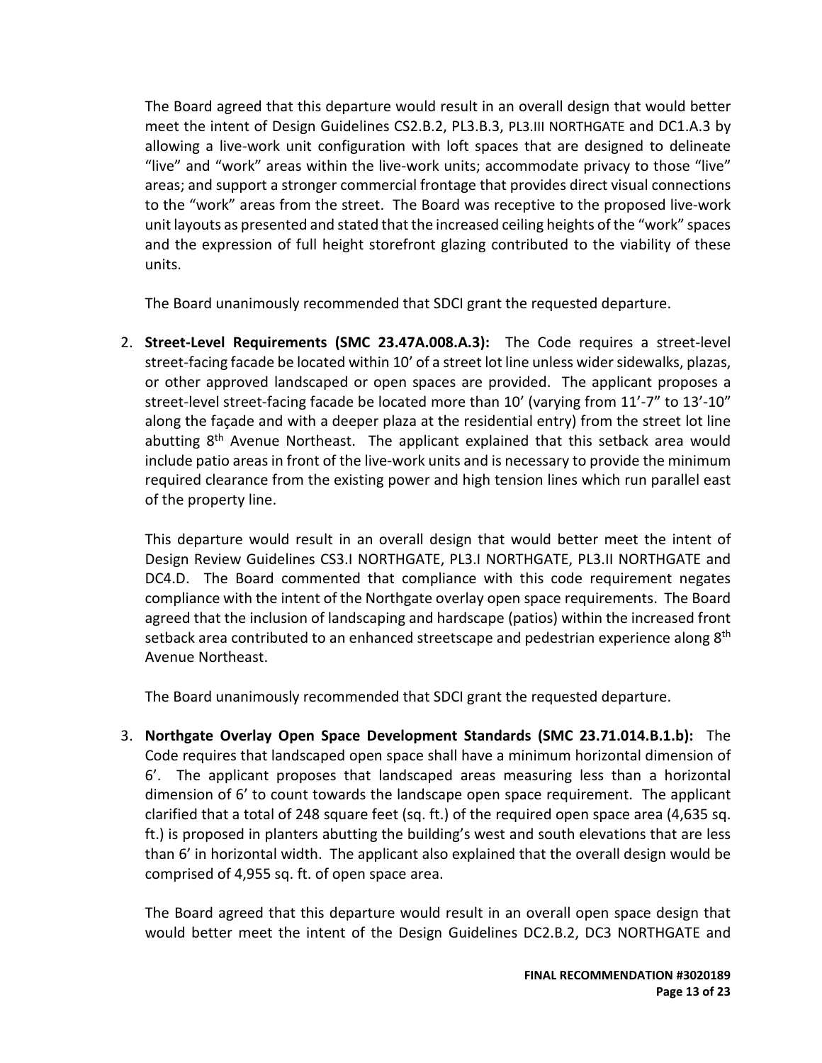The Board agreed that this departure would result in an overall design that would better meet the intent of Design Guidelines CS2.B.2, PL3.B.3, PL3.III NORTHGATE and DC1.A.3 by allowing a live-work unit configuration with loft spaces that are designed to delineate "live" and "work" areas within the live-work units; accommodate privacy to those "live" areas; and support a stronger commercial frontage that provides direct visual connections to the "work" areas from the street. The Board was receptive to the proposed live-work unit layouts as presented and stated that the increased ceiling heights of the "work" spaces and the expression of full height storefront glazing contributed to the viability of these units.

The Board unanimously recommended that SDCI grant the requested departure.

2. **Street-Level Requirements (SMC 23.47A.008.A.3):** The Code requires a street-level street-facing facade be located within 10' of a street lot line unless wider sidewalks, plazas, or other approved landscaped or open spaces are provided. The applicant proposes a street-level street-facing facade be located more than 10' (varying from 11'-7" to 13'-10" along the façade and with a deeper plaza at the residential entry) from the street lot line abutting 8th Avenue Northeast. The applicant explained that this setback area would include patio areas in front of the live-work units and is necessary to provide the minimum required clearance from the existing power and high tension lines which run parallel east of the property line.

   This departure would result in an overall design that would better meet the intent of Design Review Guidelines CS3.I NORTHGATE, PL3.I NORTHGATE, PL3.II NORTHGATE and DC4.D. The Board commented that compliance with this code requirement negates compliance with the intent of the Northgate overlay open space requirements. The Board agreed that the inclusion of landscaping and hardscape (patios) within the increased front setback area contributed to an enhanced streetscape and pedestrian experience along 8th Avenue Northeast.

   The Board unanimously recommended that SDCI grant the requested departure.

3. **Northgate Overlay Open Space Development Standards (SMC 23.71.014.B.1.b):** The Code requires that landscaped open space shall have a minimum horizontal dimension of 6'. The applicant proposes that landscaped areas measuring less than a horizontal dimension of 6' to count towards the landscape open space requirement. The applicant clarified that a total of 248 square feet (sq. ft.) of the required open space area (4,635 sq. ft.) is proposed in planters abutting the building's west and south elevations that are less than 6' in horizontal width. The applicant also explained that the overall design would be comprised of 4,955 sq. ft. of open space area.

   The Board agreed that this departure would result in an overall open space design that would better meet the intent of the Design Guidelines DC2.B.2, DC3 NORTHGATE and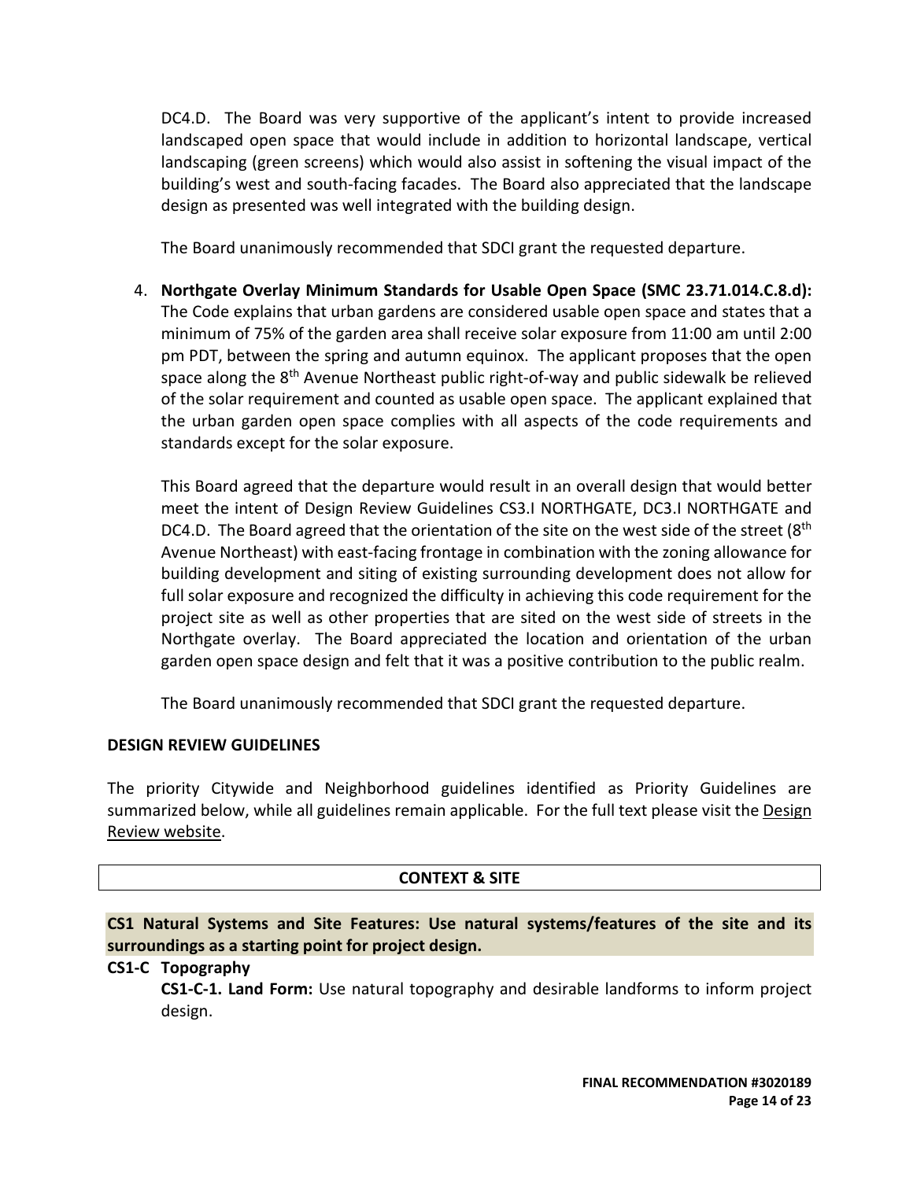DC4.D. The Board was very supportive of the applicant's intent to provide increased landscaped open space that would include in addition to horizontal landscape, vertical landscaping (green screens) which would also assist in softening the visual impact of the building's west and south-facing facades. The Board also appreciated that the landscape design as presented was well integrated with the building design.

The Board unanimously recommended that SDCI grant the requested departure.

4. **Northgate Overlay Minimum Standards for Usable Open Space (SMC 23.71.014.C.8.d):** The Code explains that urban gardens are considered usable open space and states that a minimum of 75% of the garden area shall receive solar exposure from 11:00 am until 2:00 pm PDT, between the spring and autumn equinox. The applicant proposes that the open space along the 8th Avenue Northeast public right-of-way and public sidewalk be relieved of the solar requirement and counted as usable open space. The applicant explained that the urban garden open space complies with all aspects of the code requirements and standards except for the solar exposure.

   This Board agreed that the departure would result in an overall design that would better meet the intent of Design Review Guidelines CS3.I NORTHGATE, DC3.I NORTHGATE and DC4.D. The Board agreed that the orientation of the site on the west side of the street (8th Avenue Northeast) with east-facing frontage in combination with the zoning allowance for building development and siting of existing surrounding development does not allow for full solar exposure and recognized the difficulty in achieving this code requirement for the project site as well as other properties that are sited on the west side of streets in the Northgate overlay. The Board appreciated the location and orientation of the urban garden open space design and felt that it was a positive contribution to the public realm.

   The Board unanimously recommended that SDCI grant the requested departure.

## DESIGN REVIEW GUIDELINES

The priority Citywide and Neighborhood guidelines identified as Priority Guidelines are summarized below, while all guidelines remain applicable. For the full text please visit the Design Review website.

### CONTEXT & SITE

**CS1 Natural Systems and Site Features: Use natural systems/features of the site and its surroundings as a starting point for project design.**

**CS1-C Topography**

**CS1-C-1. Land Form:** Use natural topography and desirable landforms to inform project design.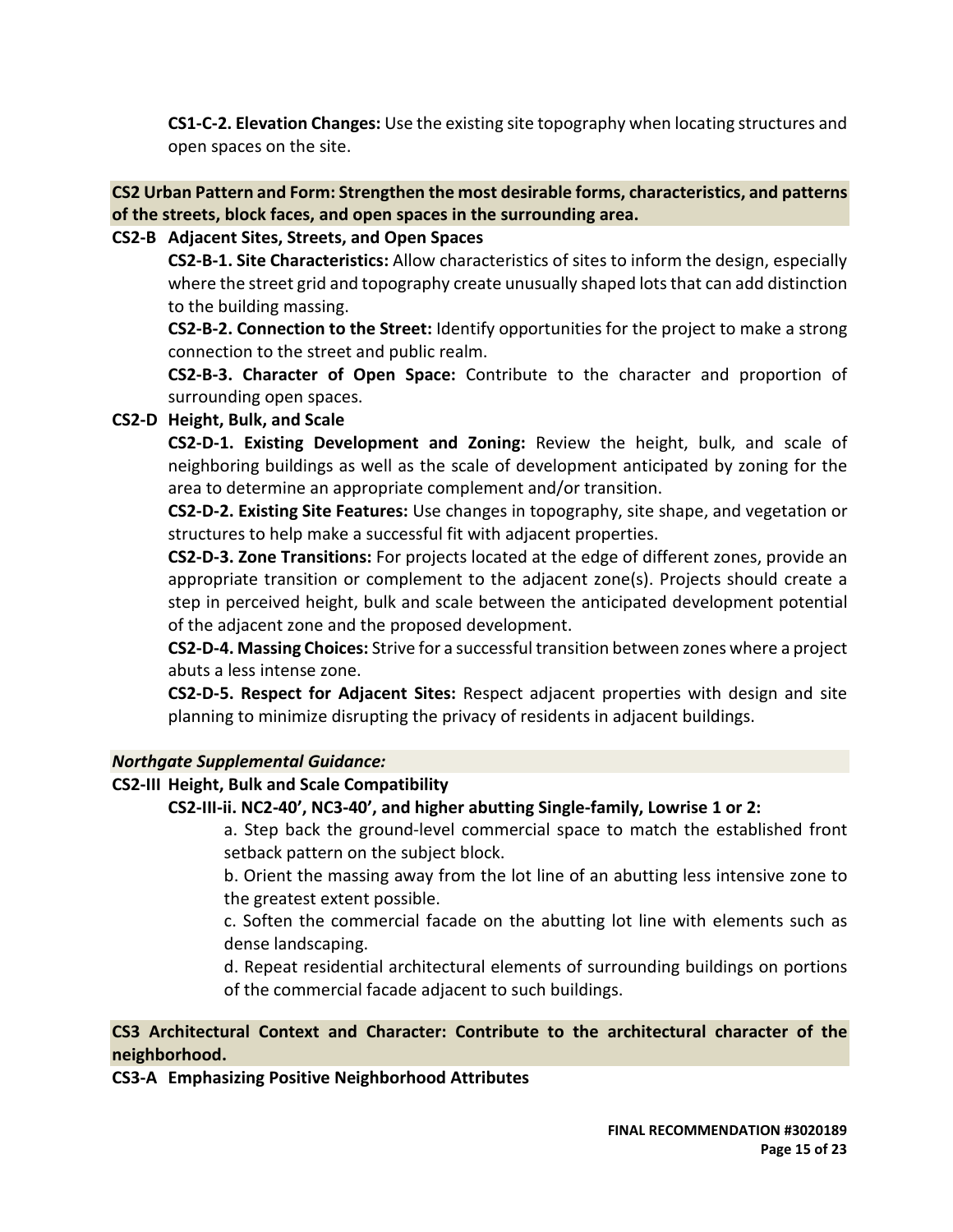**CS1-C-2. Elevation Changes:** Use the existing site topography when locating structures and open spaces on the site.

**CS2 Urban Pattern and Form: Strengthen the most desirable forms, characteristics, and patterns of the streets, block faces, and open spaces in the surrounding area.**

**CS2-B Adjacent Sites, Streets, and Open Spaces**

**CS2-B-1. Site Characteristics:** Allow characteristics of sites to inform the design, especially where the street grid and topography create unusually shaped lots that can add distinction to the building massing.

**CS2-B-2. Connection to the Street:** Identify opportunities for the project to make a strong connection to the street and public realm.

**CS2-B-3. Character of Open Space:** Contribute to the character and proportion of surrounding open spaces.

**CS2-D Height, Bulk, and Scale**

**CS2-D-1. Existing Development and Zoning:** Review the height, bulk, and scale of neighboring buildings as well as the scale of development anticipated by zoning for the area to determine an appropriate complement and/or transition.

**CS2-D-2. Existing Site Features:** Use changes in topography, site shape, and vegetation or structures to help make a successful fit with adjacent properties.

**CS2-D-3. Zone Transitions:** For projects located at the edge of different zones, provide an appropriate transition or complement to the adjacent zone(s). Projects should create a step in perceived height, bulk and scale between the anticipated development potential of the adjacent zone and the proposed development.

**CS2-D-4. Massing Choices:** Strive for a successful transition between zones where a project abuts a less intense zone.

**CS2-D-5. Respect for Adjacent Sites:** Respect adjacent properties with design and site planning to minimize disrupting the privacy of residents in adjacent buildings.

***Northgate Supplemental Guidance:***

**CS2-III Height, Bulk and Scale Compatibility**

**CS2-III-ii. NC2-40', NC3-40', and higher abutting Single-family, Lowrise 1 or 2:**

a. Step back the ground-level commercial space to match the established front setback pattern on the subject block.

b. Orient the massing away from the lot line of an abutting less intensive zone to the greatest extent possible.

c. Soften the commercial facade on the abutting lot line with elements such as dense landscaping.

d. Repeat residential architectural elements of surrounding buildings on portions of the commercial facade adjacent to such buildings.

**CS3 Architectural Context and Character: Contribute to the architectural character of the neighborhood.**

**CS3-A Emphasizing Positive Neighborhood Attributes**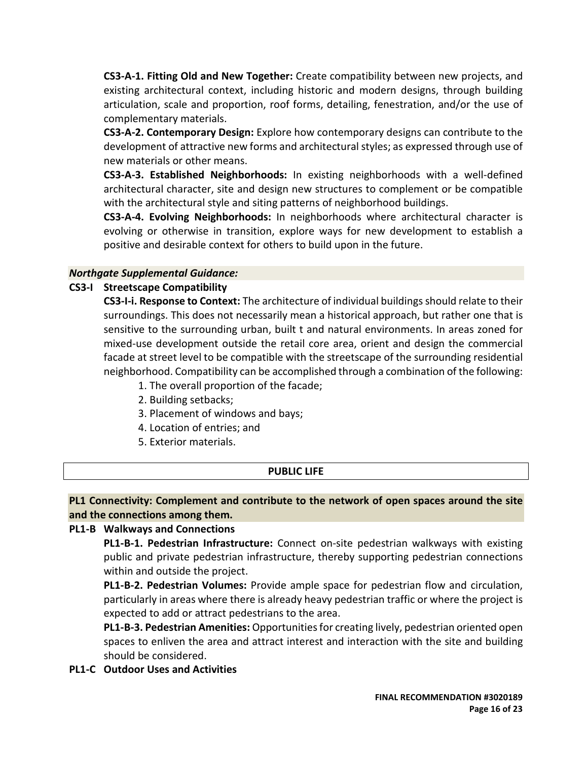**CS3-A-1. Fitting Old and New Together:** Create compatibility between new projects, and existing architectural context, including historic and modern designs, through building articulation, scale and proportion, roof forms, detailing, fenestration, and/or the use of complementary materials.

**CS3-A-2. Contemporary Design:** Explore how contemporary designs can contribute to the development of attractive new forms and architectural styles; as expressed through use of new materials or other means.

**CS3-A-3. Established Neighborhoods:** In existing neighborhoods with a well-defined architectural character, site and design new structures to complement or be compatible with the architectural style and siting patterns of neighborhood buildings.

**CS3-A-4. Evolving Neighborhoods:** In neighborhoods where architectural character is evolving or otherwise in transition, explore ways for new development to establish a positive and desirable context for others to build upon in the future.

***Northgate Supplemental Guidance:***

**CS3-I Streetscape Compatibility**

**CS3-I-i. Response to Context:** The architecture of individual buildings should relate to their surroundings. This does not necessarily mean a historical approach, but rather one that is sensitive to the surrounding urban, built t and natural environments. In areas zoned for mixed-use development outside the retail core area, orient and design the commercial facade at street level to be compatible with the streetscape of the surrounding residential neighborhood. Compatibility can be accomplished through a combination of the following:

1. The overall proportion of the facade;
2. Building setbacks;
3. Placement of windows and bays;
4. Location of entries; and
5. Exterior materials.

## PUBLIC LIFE

**PL1 Connectivity: Complement and contribute to the network of open spaces around the site and the connections among them.**

**PL1-B Walkways and Connections**

**PL1-B-1. Pedestrian Infrastructure:** Connect on-site pedestrian walkways with existing public and private pedestrian infrastructure, thereby supporting pedestrian connections within and outside the project.

**PL1-B-2. Pedestrian Volumes:** Provide ample space for pedestrian flow and circulation, particularly in areas where there is already heavy pedestrian traffic or where the project is expected to add or attract pedestrians to the area.

**PL1-B-3. Pedestrian Amenities:** Opportunities for creating lively, pedestrian oriented open spaces to enliven the area and attract interest and interaction with the site and building should be considered.

**PL1-C Outdoor Uses and Activities**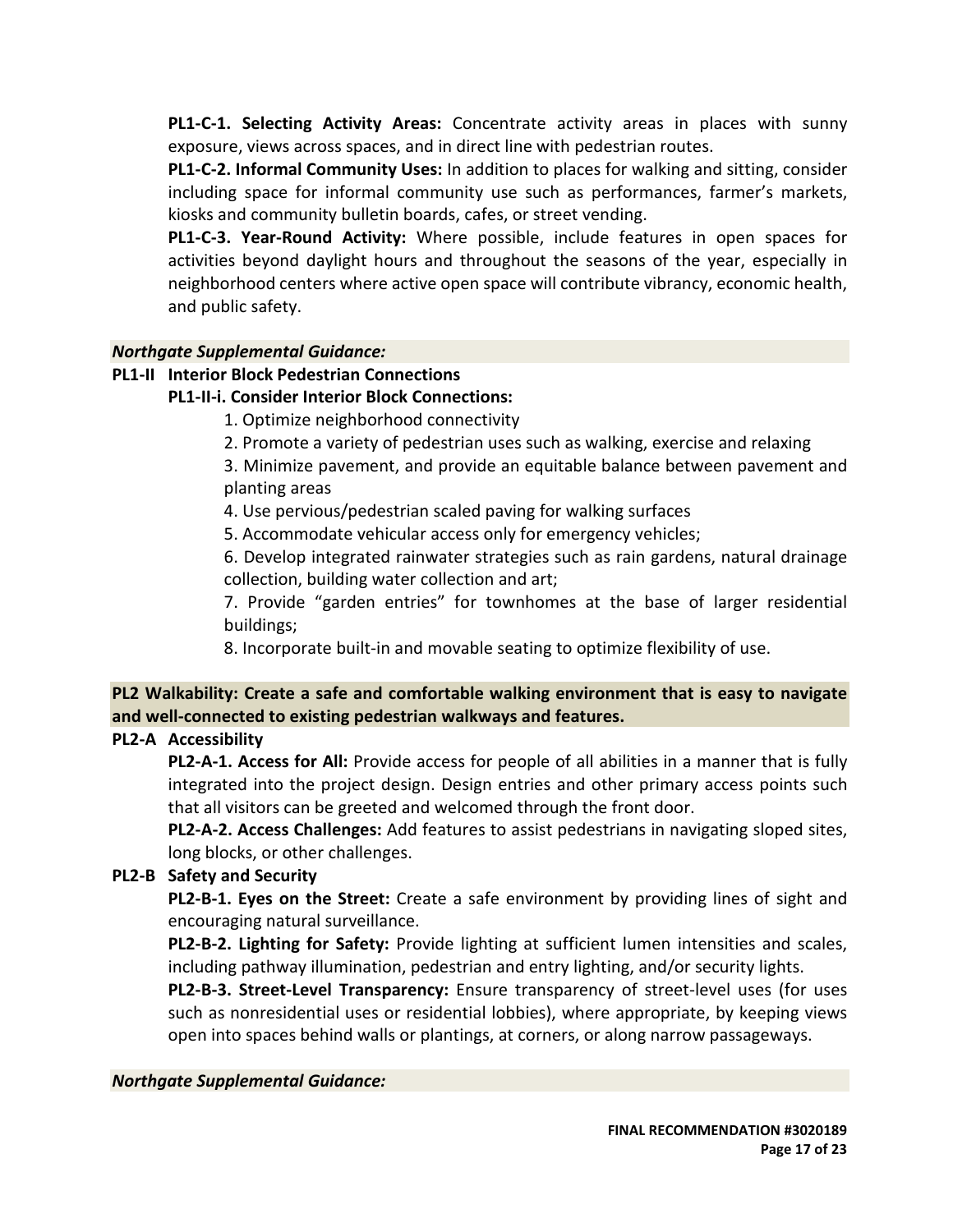**PL1-C-1. Selecting Activity Areas:** Concentrate activity areas in places with sunny exposure, views across spaces, and in direct line with pedestrian routes.

**PL1-C-2. Informal Community Uses:** In addition to places for walking and sitting, consider including space for informal community use such as performances, farmer's markets, kiosks and community bulletin boards, cafes, or street vending.

**PL1-C-3. Year-Round Activity:** Where possible, include features in open spaces for activities beyond daylight hours and throughout the seasons of the year, especially in neighborhood centers where active open space will contribute vibrancy, economic health, and public safety.

***Northgate Supplemental Guidance:***

**PL1-II Interior Block Pedestrian Connections**

**PL1-II-i. Consider Interior Block Connections:**

1. Optimize neighborhood connectivity
2. Promote a variety of pedestrian uses such as walking, exercise and relaxing
3. Minimize pavement, and provide an equitable balance between pavement and planting areas
4. Use pervious/pedestrian scaled paving for walking surfaces
5. Accommodate vehicular access only for emergency vehicles;
6. Develop integrated rainwater strategies such as rain gardens, natural drainage collection, building water collection and art;
7. Provide "garden entries" for townhomes at the base of larger residential buildings;
8. Incorporate built-in and movable seating to optimize flexibility of use.

**PL2 Walkability: Create a safe and comfortable walking environment that is easy to navigate and well-connected to existing pedestrian walkways and features.**

**PL2-A Accessibility**

**PL2-A-1. Access for All:** Provide access for people of all abilities in a manner that is fully integrated into the project design. Design entries and other primary access points such that all visitors can be greeted and welcomed through the front door.

**PL2-A-2. Access Challenges:** Add features to assist pedestrians in navigating sloped sites, long blocks, or other challenges.

**PL2-B Safety and Security**

**PL2-B-1. Eyes on the Street:** Create a safe environment by providing lines of sight and encouraging natural surveillance.

**PL2-B-2. Lighting for Safety:** Provide lighting at sufficient lumen intensities and scales, including pathway illumination, pedestrian and entry lighting, and/or security lights.

**PL2-B-3. Street-Level Transparency:** Ensure transparency of street-level uses (for uses such as nonresidential uses or residential lobbies), where appropriate, by keeping views open into spaces behind walls or plantings, at corners, or along narrow passageways.

***Northgate Supplemental Guidance:***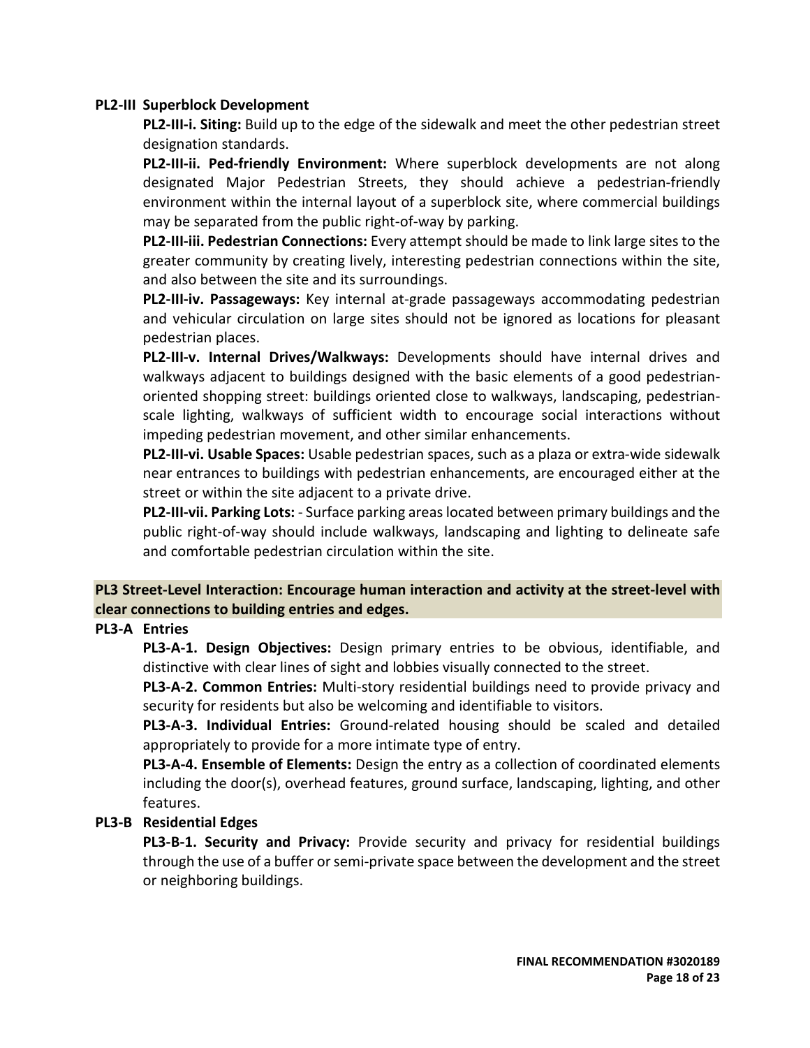**PL2-III Superblock Development**

**PL2-III-i. Siting:** Build up to the edge of the sidewalk and meet the other pedestrian street designation standards.

**PL2-III-ii. Ped-friendly Environment:** Where superblock developments are not along designated Major Pedestrian Streets, they should achieve a pedestrian-friendly environment within the internal layout of a superblock site, where commercial buildings may be separated from the public right-of-way by parking.

**PL2-III-iii. Pedestrian Connections:** Every attempt should be made to link large sites to the greater community by creating lively, interesting pedestrian connections within the site, and also between the site and its surroundings.

**PL2-III-iv. Passageways:** Key internal at-grade passageways accommodating pedestrian and vehicular circulation on large sites should not be ignored as locations for pleasant pedestrian places.

**PL2-III-v. Internal Drives/Walkways:** Developments should have internal drives and walkways adjacent to buildings designed with the basic elements of a good pedestrian-oriented shopping street: buildings oriented close to walkways, landscaping, pedestrian-scale lighting, walkways of sufficient width to encourage social interactions without impeding pedestrian movement, and other similar enhancements.

**PL2-III-vi. Usable Spaces:** Usable pedestrian spaces, such as a plaza or extra-wide sidewalk near entrances to buildings with pedestrian enhancements, are encouraged either at the street or within the site adjacent to a private drive.

**PL2-III-vii. Parking Lots:** - Surface parking areas located between primary buildings and the public right-of-way should include walkways, landscaping and lighting to delineate safe and comfortable pedestrian circulation within the site.

**PL3 Street-Level Interaction: Encourage human interaction and activity at the street-level with clear connections to building entries and edges.**

**PL3-A Entries**

**PL3-A-1. Design Objectives:** Design primary entries to be obvious, identifiable, and distinctive with clear lines of sight and lobbies visually connected to the street.

**PL3-A-2. Common Entries:** Multi-story residential buildings need to provide privacy and security for residents but also be welcoming and identifiable to visitors.

**PL3-A-3. Individual Entries:** Ground-related housing should be scaled and detailed appropriately to provide for a more intimate type of entry.

**PL3-A-4. Ensemble of Elements:** Design the entry as a collection of coordinated elements including the door(s), overhead features, ground surface, landscaping, lighting, and other features.

**PL3-B Residential Edges**

**PL3-B-1. Security and Privacy:** Provide security and privacy for residential buildings through the use of a buffer or semi-private space between the development and the street or neighboring buildings.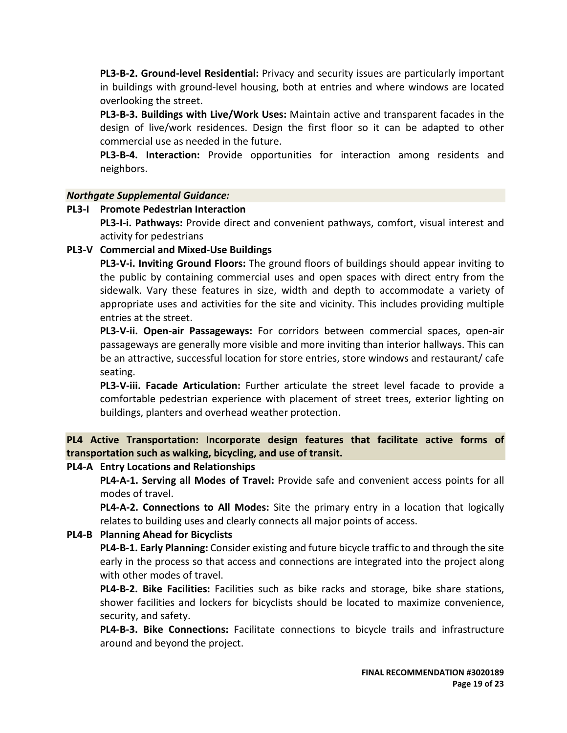**PL3-B-2. Ground-level Residential:** Privacy and security issues are particularly important in buildings with ground-level housing, both at entries and where windows are located overlooking the street.

**PL3-B-3. Buildings with Live/Work Uses:** Maintain active and transparent facades in the design of live/work residences. Design the first floor so it can be adapted to other commercial use as needed in the future.

**PL3-B-4. Interaction:** Provide opportunities for interaction among residents and neighbors.

***Northgate Supplemental Guidance:***

**PL3-I Promote Pedestrian Interaction**

**PL3-I-i. Pathways:** Provide direct and convenient pathways, comfort, visual interest and activity for pedestrians

**PL3-V Commercial and Mixed-Use Buildings**

**PL3-V-i. Inviting Ground Floors:** The ground floors of buildings should appear inviting to the public by containing commercial uses and open spaces with direct entry from the sidewalk. Vary these features in size, width and depth to accommodate a variety of appropriate uses and activities for the site and vicinity. This includes providing multiple entries at the street.

**PL3-V-ii. Open-air Passageways:** For corridors between commercial spaces, open-air passageways are generally more visible and more inviting than interior hallways. This can be an attractive, successful location for store entries, store windows and restaurant/ cafe seating.

**PL3-V-iii. Facade Articulation:** Further articulate the street level facade to provide a comfortable pedestrian experience with placement of street trees, exterior lighting on buildings, planters and overhead weather protection.

**PL4 Active Transportation: Incorporate design features that facilitate active forms of transportation such as walking, bicycling, and use of transit.**

**PL4-A Entry Locations and Relationships**

**PL4-A-1. Serving all Modes of Travel:** Provide safe and convenient access points for all modes of travel.

**PL4-A-2. Connections to All Modes:** Site the primary entry in a location that logically relates to building uses and clearly connects all major points of access.

**PL4-B Planning Ahead for Bicyclists**

**PL4-B-1. Early Planning:** Consider existing and future bicycle traffic to and through the site early in the process so that access and connections are integrated into the project along with other modes of travel.

**PL4-B-2. Bike Facilities:** Facilities such as bike racks and storage, bike share stations, shower facilities and lockers for bicyclists should be located to maximize convenience, security, and safety.

**PL4-B-3. Bike Connections:** Facilitate connections to bicycle trails and infrastructure around and beyond the project.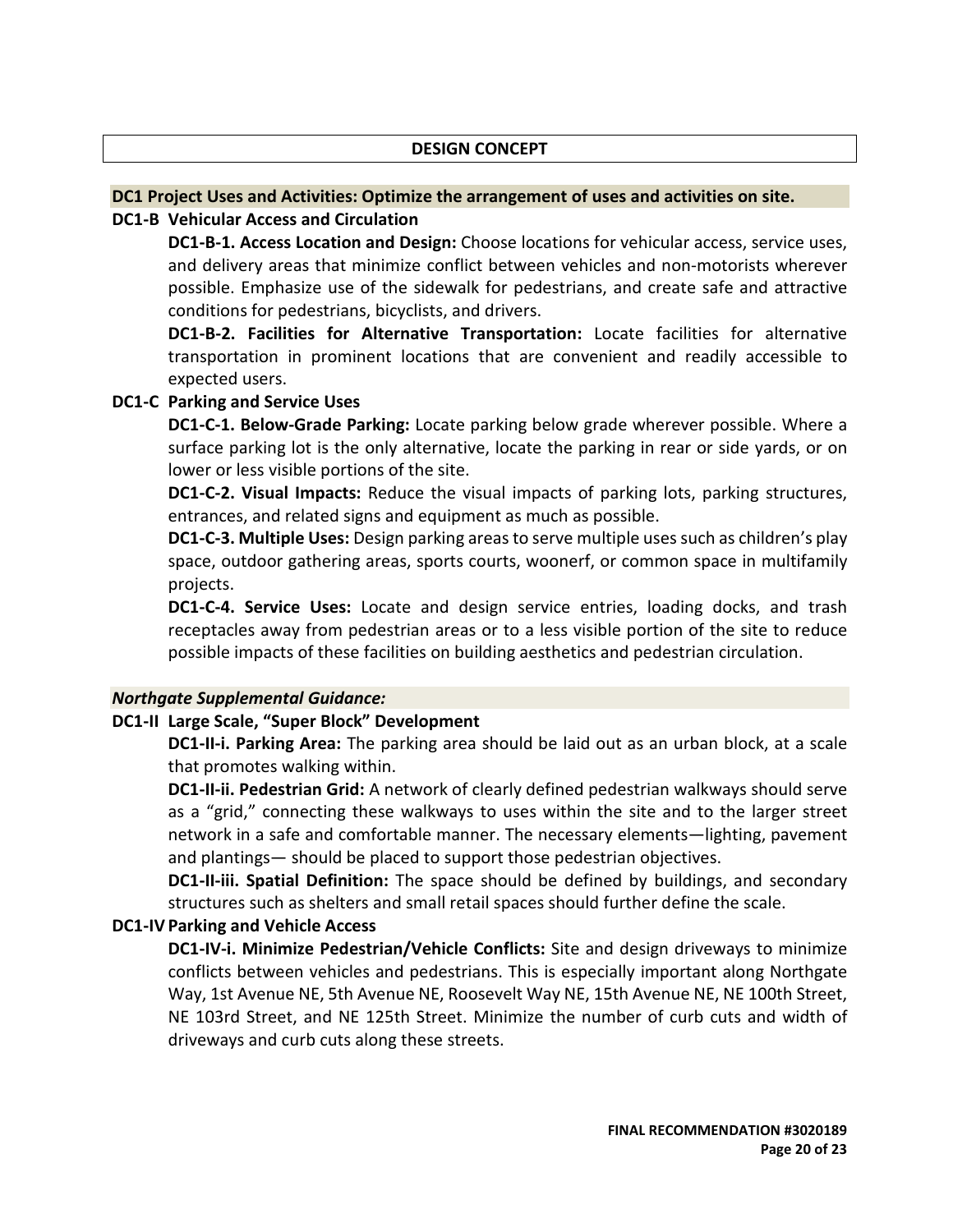## DESIGN CONCEPT

### DC1 Project Uses and Activities: Optimize the arrangement of uses and activities on site.

**DC1-B Vehicular Access and Circulation**

**DC1-B-1. Access Location and Design:** Choose locations for vehicular access, service uses, and delivery areas that minimize conflict between vehicles and non-motorists wherever possible. Emphasize use of the sidewalk for pedestrians, and create safe and attractive conditions for pedestrians, bicyclists, and drivers.

**DC1-B-2. Facilities for Alternative Transportation:** Locate facilities for alternative transportation in prominent locations that are convenient and readily accessible to expected users.

**DC1-C Parking and Service Uses**

**DC1-C-1. Below-Grade Parking:** Locate parking below grade wherever possible. Where a surface parking lot is the only alternative, locate the parking in rear or side yards, or on lower or less visible portions of the site.

**DC1-C-2. Visual Impacts:** Reduce the visual impacts of parking lots, parking structures, entrances, and related signs and equipment as much as possible.

**DC1-C-3. Multiple Uses:** Design parking areas to serve multiple uses such as children's play space, outdoor gathering areas, sports courts, woonerf, or common space in multifamily projects.

**DC1-C-4. Service Uses:** Locate and design service entries, loading docks, and trash receptacles away from pedestrian areas or to a less visible portion of the site to reduce possible impacts of these facilities on building aesthetics and pedestrian circulation.

***Northgate Supplemental Guidance:***

**DC1-II Large Scale, "Super Block" Development**

**DC1-II-i. Parking Area:** The parking area should be laid out as an urban block, at a scale that promotes walking within.

**DC1-II-ii. Pedestrian Grid:** A network of clearly defined pedestrian walkways should serve as a "grid," connecting these walkways to uses within the site and to the larger street network in a safe and comfortable manner. The necessary elements—lighting, pavement and plantings— should be placed to support those pedestrian objectives.

**DC1-II-iii. Spatial Definition:** The space should be defined by buildings, and secondary structures such as shelters and small retail spaces should further define the scale.

**DC1-IV Parking and Vehicle Access**

**DC1-IV-i. Minimize Pedestrian/Vehicle Conflicts:** Site and design driveways to minimize conflicts between vehicles and pedestrians. This is especially important along Northgate Way, 1st Avenue NE, 5th Avenue NE, Roosevelt Way NE, 15th Avenue NE, NE 100th Street, NE 103rd Street, and NE 125th Street. Minimize the number of curb cuts and width of driveways and curb cuts along these streets.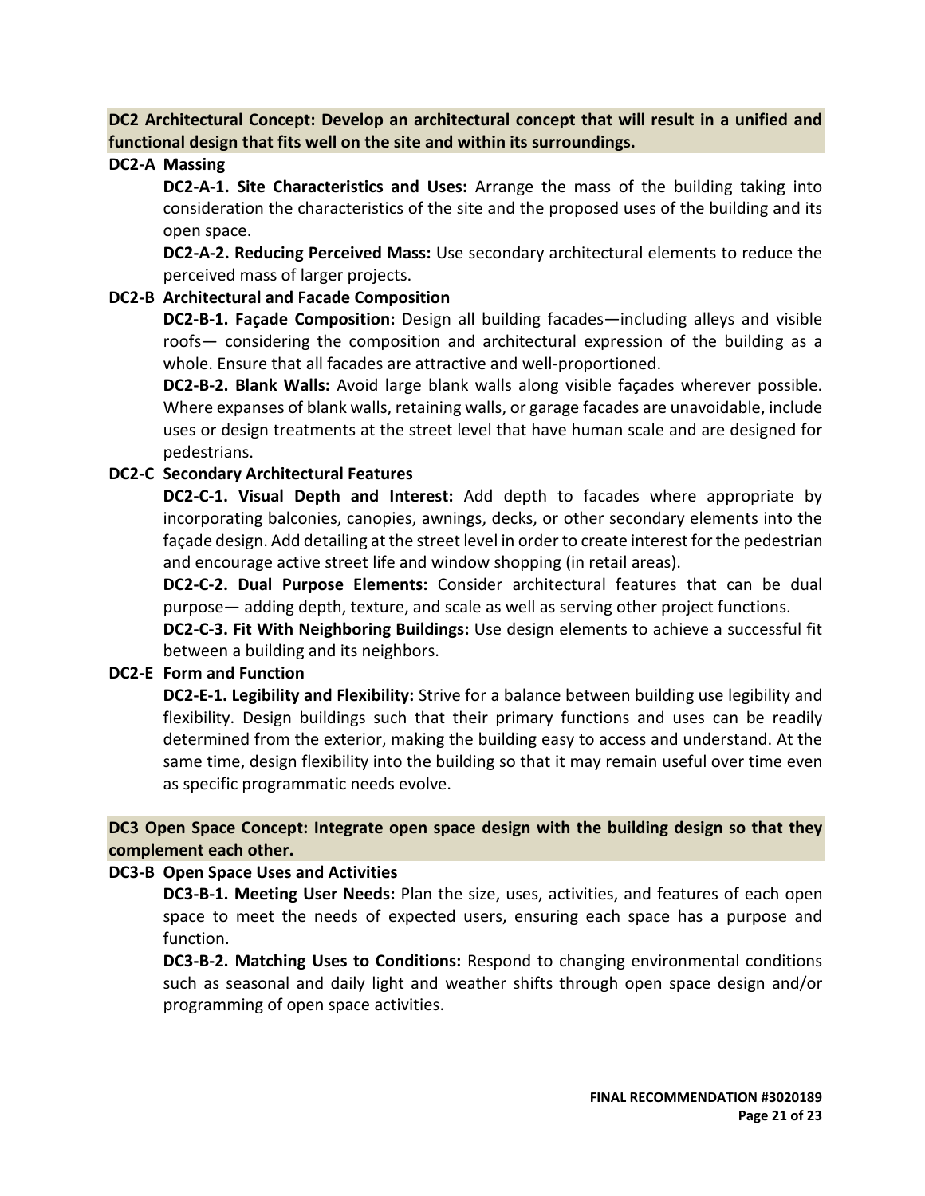**DC2 Architectural Concept: Develop an architectural concept that will result in a unified and functional design that fits well on the site and within its surroundings.**

**DC2-A Massing**

**DC2-A-1. Site Characteristics and Uses:** Arrange the mass of the building taking into consideration the characteristics of the site and the proposed uses of the building and its open space.

**DC2-A-2. Reducing Perceived Mass:** Use secondary architectural elements to reduce the perceived mass of larger projects.

**DC2-B Architectural and Facade Composition**

**DC2-B-1. Façade Composition:** Design all building facades—including alleys and visible roofs— considering the composition and architectural expression of the building as a whole. Ensure that all facades are attractive and well-proportioned.

**DC2-B-2. Blank Walls:** Avoid large blank walls along visible façades wherever possible. Where expanses of blank walls, retaining walls, or garage facades are unavoidable, include uses or design treatments at the street level that have human scale and are designed for pedestrians.

**DC2-C Secondary Architectural Features**

**DC2-C-1. Visual Depth and Interest:** Add depth to facades where appropriate by incorporating balconies, canopies, awnings, decks, or other secondary elements into the façade design. Add detailing at the street level in order to create interest for the pedestrian and encourage active street life and window shopping (in retail areas).

**DC2-C-2. Dual Purpose Elements:** Consider architectural features that can be dual purpose— adding depth, texture, and scale as well as serving other project functions.

**DC2-C-3. Fit With Neighboring Buildings:** Use design elements to achieve a successful fit between a building and its neighbors.

**DC2-E Form and Function**

**DC2-E-1. Legibility and Flexibility:** Strive for a balance between building use legibility and flexibility. Design buildings such that their primary functions and uses can be readily determined from the exterior, making the building easy to access and understand. At the same time, design flexibility into the building so that it may remain useful over time even as specific programmatic needs evolve.

**DC3 Open Space Concept: Integrate open space design with the building design so that they complement each other.**

**DC3-B Open Space Uses and Activities**

**DC3-B-1. Meeting User Needs:** Plan the size, uses, activities, and features of each open space to meet the needs of expected users, ensuring each space has a purpose and function.

**DC3-B-2. Matching Uses to Conditions:** Respond to changing environmental conditions such as seasonal and daily light and weather shifts through open space design and/or programming of open space activities.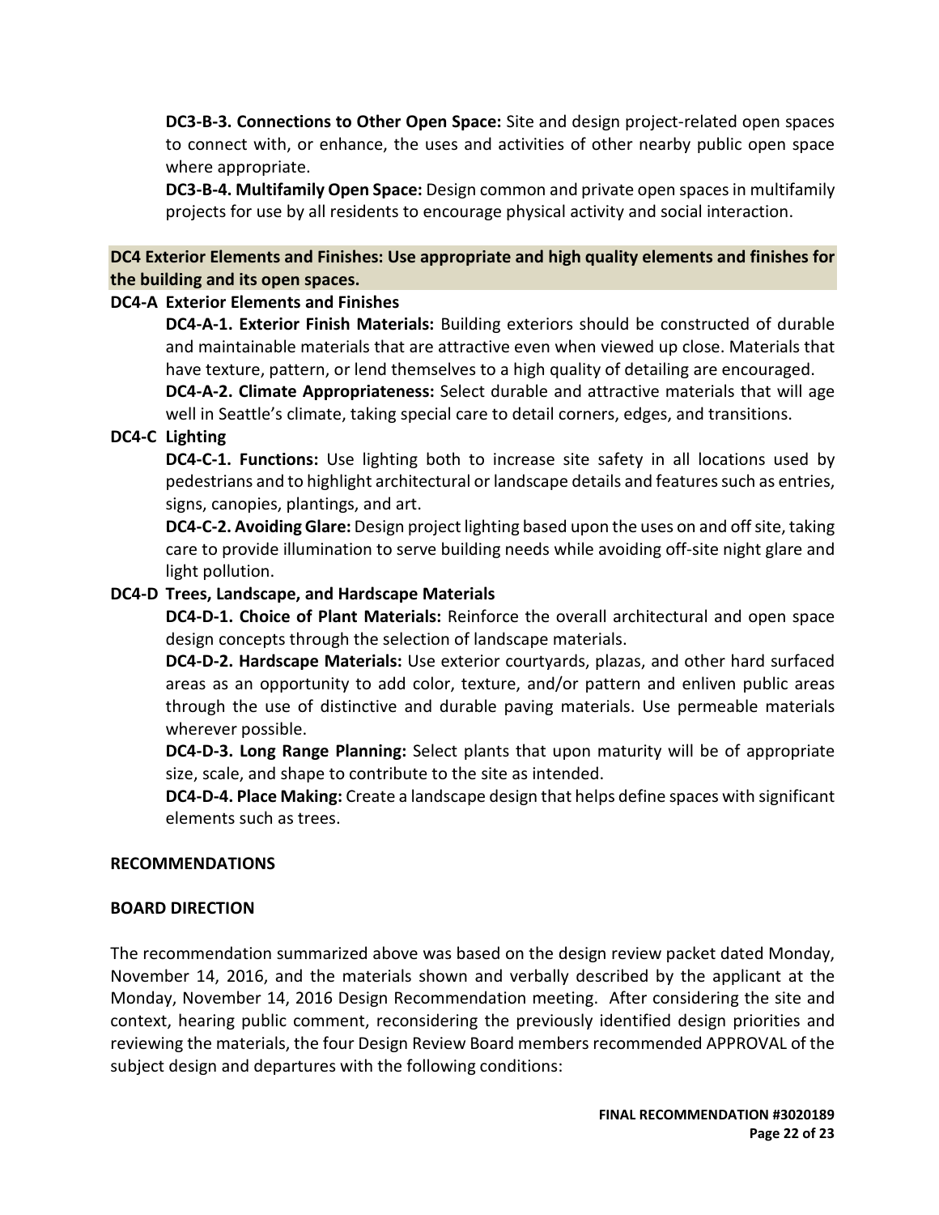**DC3-B-3. Connections to Other Open Space:** Site and design project-related open spaces to connect with, or enhance, the uses and activities of other nearby public open space where appropriate.

**DC3-B-4. Multifamily Open Space:** Design common and private open spaces in multifamily projects for use by all residents to encourage physical activity and social interaction.

**DC4 Exterior Elements and Finishes: Use appropriate and high quality elements and finishes for the building and its open spaces.**

**DC4-A Exterior Elements and Finishes**

**DC4-A-1. Exterior Finish Materials:** Building exteriors should be constructed of durable and maintainable materials that are attractive even when viewed up close. Materials that have texture, pattern, or lend themselves to a high quality of detailing are encouraged.

**DC4-A-2. Climate Appropriateness:** Select durable and attractive materials that will age well in Seattle's climate, taking special care to detail corners, edges, and transitions.

**DC4-C Lighting**

**DC4-C-1. Functions:** Use lighting both to increase site safety in all locations used by pedestrians and to highlight architectural or landscape details and features such as entries, signs, canopies, plantings, and art.

**DC4-C-2. Avoiding Glare:** Design project lighting based upon the uses on and off site, taking care to provide illumination to serve building needs while avoiding off-site night glare and light pollution.

**DC4-D Trees, Landscape, and Hardscape Materials**

**DC4-D-1. Choice of Plant Materials:** Reinforce the overall architectural and open space design concepts through the selection of landscape materials.

**DC4-D-2. Hardscape Materials:** Use exterior courtyards, plazas, and other hard surfaced areas as an opportunity to add color, texture, and/or pattern and enliven public areas through the use of distinctive and durable paving materials. Use permeable materials wherever possible.

**DC4-D-3. Long Range Planning:** Select plants that upon maturity will be of appropriate size, scale, and shape to contribute to the site as intended.

**DC4-D-4. Place Making:** Create a landscape design that helps define spaces with significant elements such as trees.

## RECOMMENDATIONS

## BOARD DIRECTION

The recommendation summarized above was based on the design review packet dated Monday, November 14, 2016, and the materials shown and verbally described by the applicant at the Monday, November 14, 2016 Design Recommendation meeting. After considering the site and context, hearing public comment, reconsidering the previously identified design priorities and reviewing the materials, the four Design Review Board members recommended APPROVAL of the subject design and departures with the following conditions: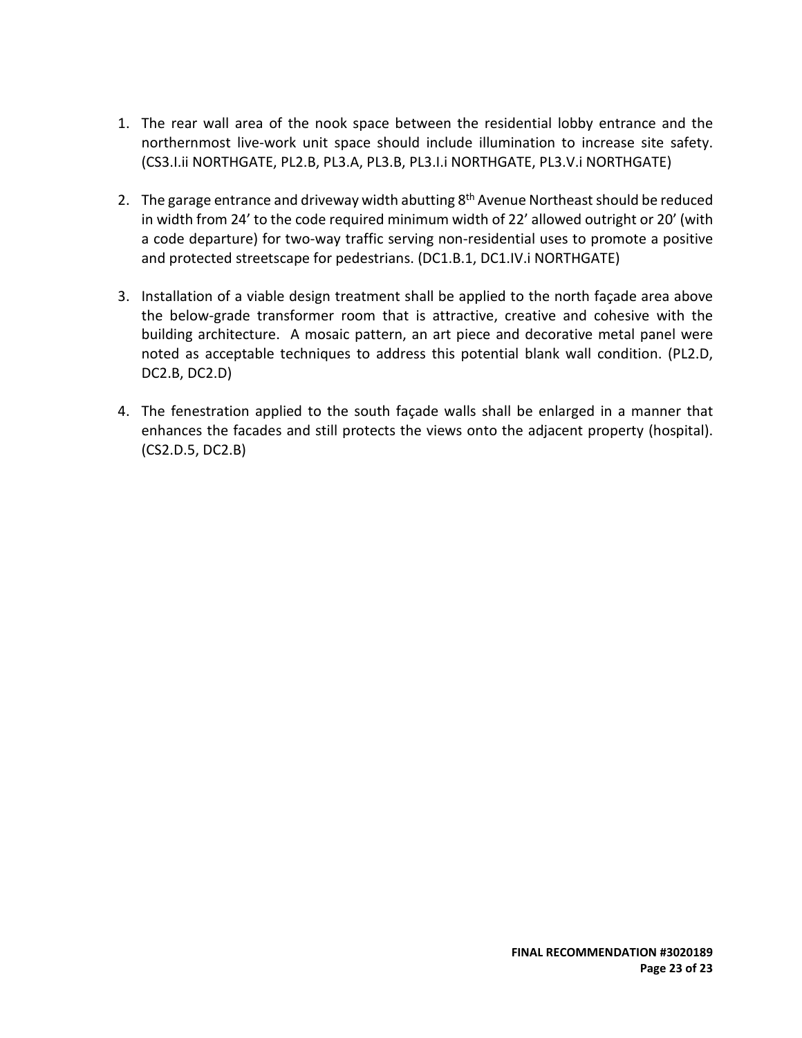1. The rear wall area of the nook space between the residential lobby entrance and the northernmost live-work unit space should include illumination to increase site safety. (CS3.I.ii NORTHGATE, PL2.B, PL3.A, PL3.B, PL3.I.i NORTHGATE, PL3.V.i NORTHGATE)

2. The garage entrance and driveway width abutting 8th Avenue Northeast should be reduced in width from 24' to the code required minimum width of 22' allowed outright or 20' (with a code departure) for two-way traffic serving non-residential uses to promote a positive and protected streetscape for pedestrians. (DC1.B.1, DC1.IV.i NORTHGATE)

3. Installation of a viable design treatment shall be applied to the north façade area above the below-grade transformer room that is attractive, creative and cohesive with the building architecture. A mosaic pattern, an art piece and decorative metal panel were noted as acceptable techniques to address this potential blank wall condition. (PL2.D, DC2.B, DC2.D)

4. The fenestration applied to the south façade walls shall be enlarged in a manner that enhances the facades and still protects the views onto the adjacent property (hospital). (CS2.D.5, DC2.B)